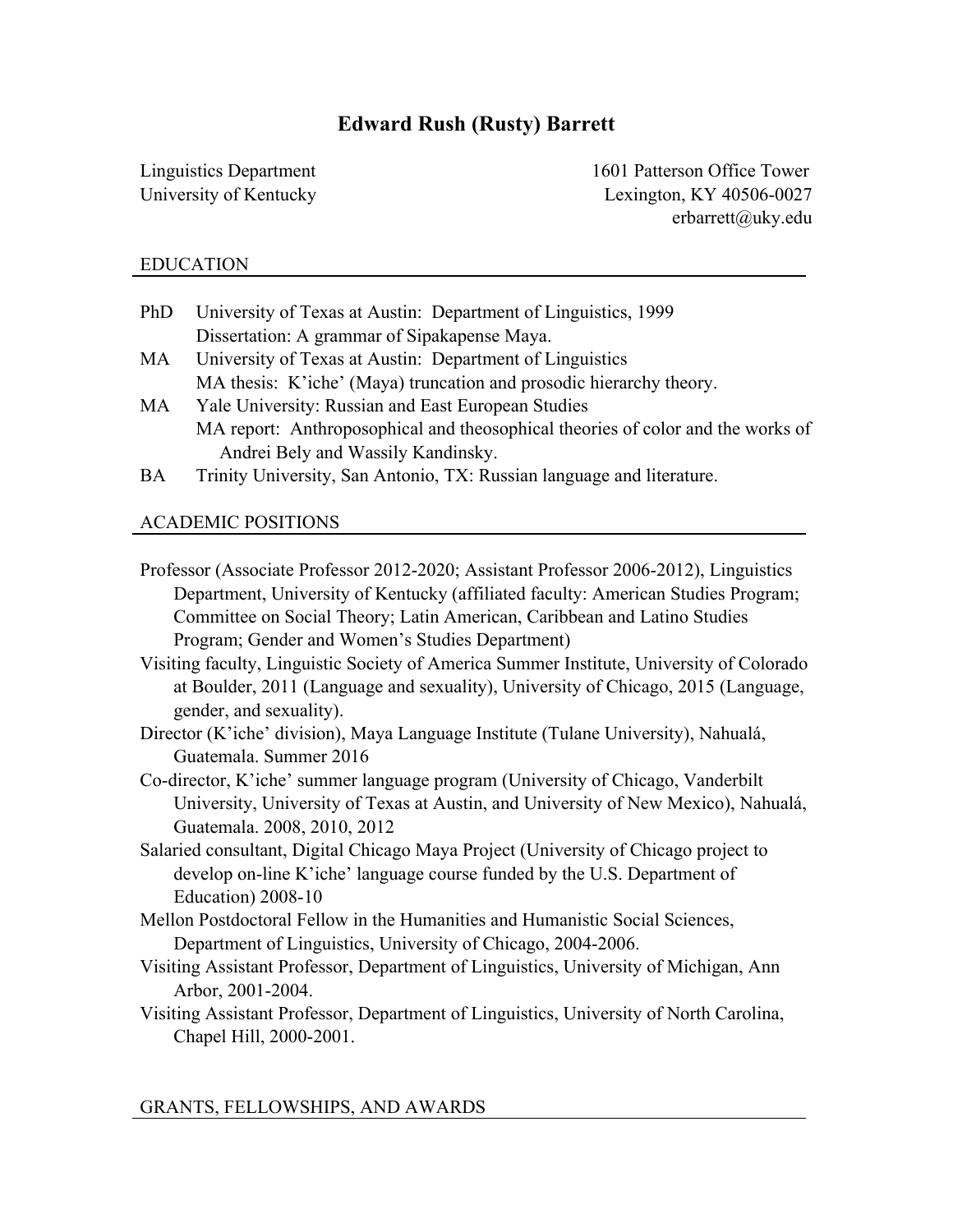# Edward Rush (Rusty) Barrett

Linguistics Department
University of Kentucky

1601 Patterson Office Tower
Lexington, KY 40506-0027
erbarrett@uky.edu

## EDUCATION

- PhD University of Texas at Austin: Department of Linguistics, 1999
  Dissertation: A grammar of Sipakapense Maya.
- MA University of Texas at Austin: Department of Linguistics
  MA thesis: K'iche' (Maya) truncation and prosodic hierarchy theory.
- MA Yale University: Russian and East European Studies
  MA report: Anthroposophical and theosophical theories of color and the works of Andrei Bely and Wassily Kandinsky.
- BA Trinity University, San Antonio, TX: Russian language and literature.

## ACADEMIC POSITIONS

Professor (Associate Professor 2012-2020; Assistant Professor 2006-2012), Linguistics Department, University of Kentucky (affiliated faculty: American Studies Program; Committee on Social Theory; Latin American, Caribbean and Latino Studies Program; Gender and Women's Studies Department)

Visiting faculty, Linguistic Society of America Summer Institute, University of Colorado at Boulder, 2011 (Language and sexuality), University of Chicago, 2015 (Language, gender, and sexuality).

Director (K'iche' division), Maya Language Institute (Tulane University), Nahualá, Guatemala. Summer 2016

Co-director, K'iche' summer language program (University of Chicago, Vanderbilt University, University of Texas at Austin, and University of New Mexico), Nahualá, Guatemala. 2008, 2010, 2012

Salaried consultant, Digital Chicago Maya Project (University of Chicago project to develop on-line K'iche' language course funded by the U.S. Department of Education) 2008-10

Mellon Postdoctoral Fellow in the Humanities and Humanistic Social Sciences, Department of Linguistics, University of Chicago, 2004-2006.

Visiting Assistant Professor, Department of Linguistics, University of Michigan, Ann Arbor, 2001-2004.

Visiting Assistant Professor, Department of Linguistics, University of North Carolina, Chapel Hill, 2000-2001.

## GRANTS, FELLOWSHIPS, AND AWARDS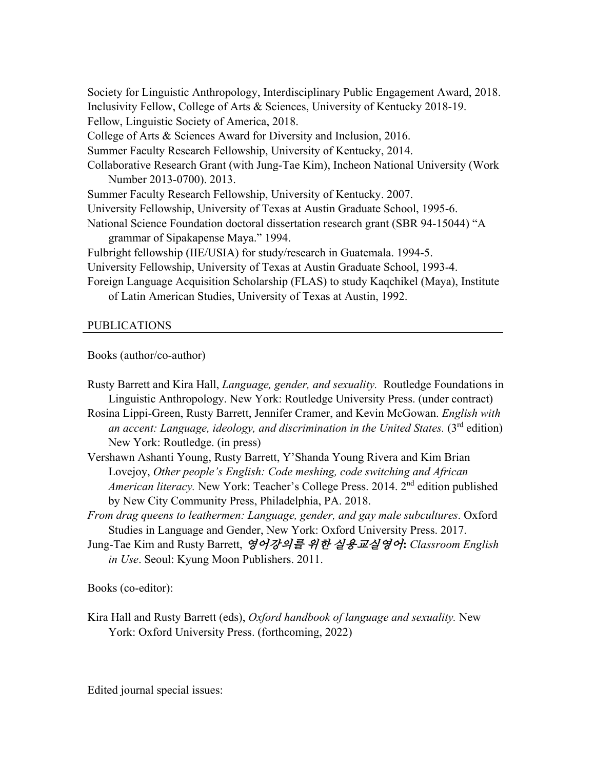Society for Linguistic Anthropology, Interdisciplinary Public Engagement Award, 2018.
Inclusivity Fellow, College of Arts & Sciences, University of Kentucky 2018-19.
Fellow, Linguistic Society of America, 2018.
College of Arts & Sciences Award for Diversity and Inclusion, 2016.
Summer Faculty Research Fellowship, University of Kentucky, 2014.
Collaborative Research Grant (with Jung-Tae Kim), Incheon National University (Work Number 2013-0700). 2013.
Summer Faculty Research Fellowship, University of Kentucky. 2007.
University Fellowship, University of Texas at Austin Graduate School, 1995-6.
National Science Foundation doctoral dissertation research grant (SBR 94-15044) "A grammar of Sipakapense Maya." 1994.
Fulbright fellowship (IIE/USIA) for study/research in Guatemala. 1994-5.
University Fellowship, University of Texas at Austin Graduate School, 1993-4.
Foreign Language Acquisition Scholarship (FLAS) to study Kaqchikel (Maya), Institute of Latin American Studies, University of Texas at Austin, 1992.

## PUBLICATIONS

Books (author/co-author)

Rusty Barrett and Kira Hall, *Language, gender, and sexuality.* Routledge Foundations in Linguistic Anthropology. New York: Routledge University Press. (under contract)

Rosina Lippi-Green, Rusty Barrett, Jennifer Cramer, and Kevin McGowan. *English with an accent: Language, ideology, and discrimination in the United States.* (3rd edition) New York: Routledge. (in press)

Vershawn Ashanti Young, Rusty Barrett, Y'Shanda Young Rivera and Kim Brian Lovejoy, *Other people's English: Code meshing, code switching and African American literacy.* New York: Teacher's College Press. 2014. 2nd edition published by New City Community Press, Philadelphia, PA. 2018.

*From drag queens to leathermen: Language, gender, and gay male subcultures*. Oxford Studies in Language and Gender, New York: Oxford University Press. 2017.

Jung-Tae Kim and Rusty Barrett, *영어강의를 위한 실용교실영어*: *Classroom English in Use*. Seoul: Kyung Moon Publishers. 2011.

Books (co-editor):

Kira Hall and Rusty Barrett (eds), *Oxford handbook of language and sexuality.* New York: Oxford University Press. (forthcoming, 2022)

Edited journal special issues: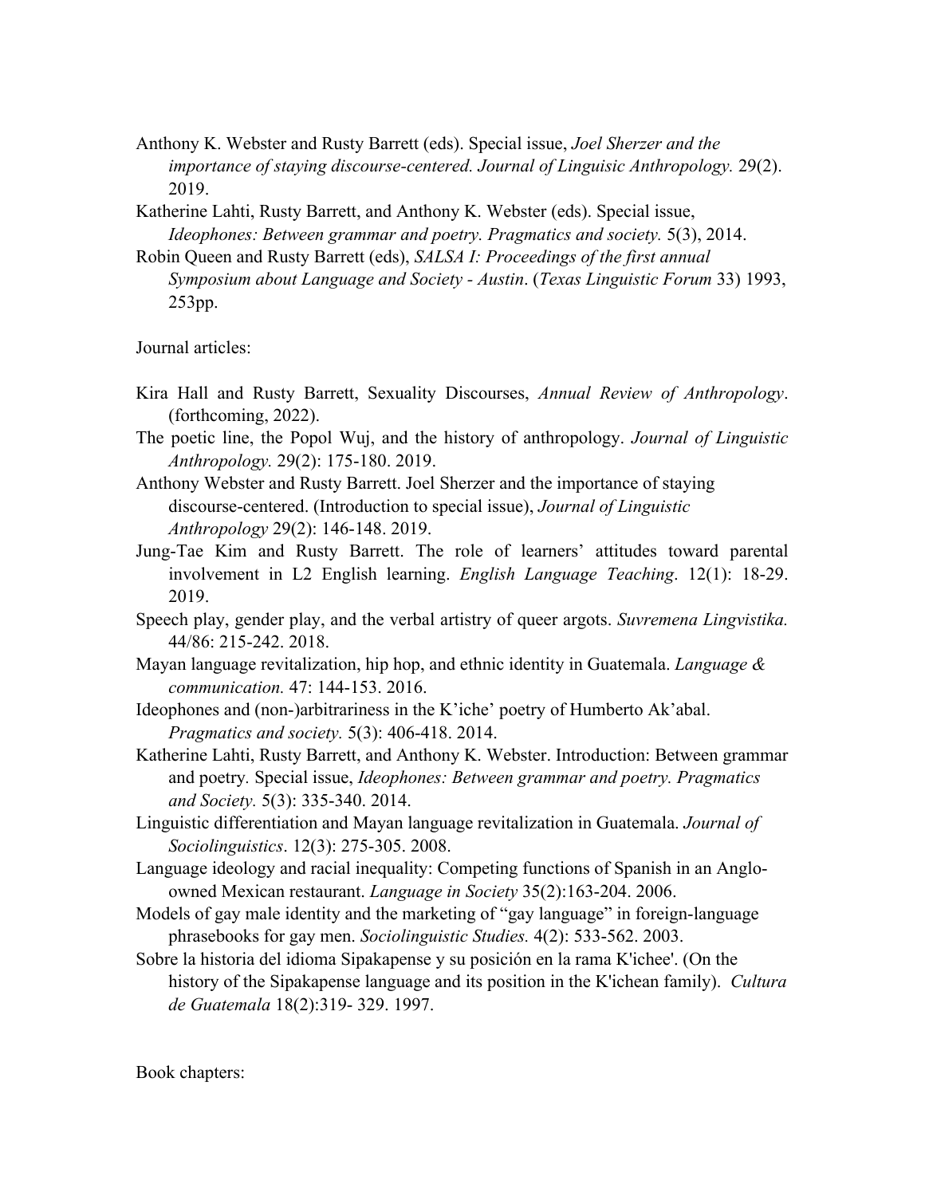Anthony K. Webster and Rusty Barrett (eds). Special issue, *Joel Sherzer and the importance of staying discourse-centered. Journal of Linguisic Anthropology.* 29(2). 2019.

Katherine Lahti, Rusty Barrett, and Anthony K. Webster (eds). Special issue, *Ideophones: Between grammar and poetry. Pragmatics and society.* 5(3), 2014.

Robin Queen and Rusty Barrett (eds), *SALSA I: Proceedings of the first annual Symposium about Language and Society - Austin*. (*Texas Linguistic Forum* 33) 1993, 253pp.

Journal articles:

Kira Hall and Rusty Barrett, Sexuality Discourses, *Annual Review of Anthropology*. (forthcoming, 2022).

The poetic line, the Popol Wuj, and the history of anthropology. *Journal of Linguistic Anthropology.* 29(2): 175-180. 2019.

Anthony Webster and Rusty Barrett. Joel Sherzer and the importance of staying discourse-centered. (Introduction to special issue), *Journal of Linguistic Anthropology* 29(2): 146-148. 2019.

Jung-Tae Kim and Rusty Barrett. The role of learners' attitudes toward parental involvement in L2 English learning. *English Language Teaching*. 12(1): 18-29. 2019.

Speech play, gender play, and the verbal artistry of queer argots. *Suvremena Lingvistika.* 44/86: 215-242. 2018.

Mayan language revitalization, hip hop, and ethnic identity in Guatemala. *Language & communication.* 47: 144-153. 2016.

Ideophones and (non-)arbitrariness in the K'iche' poetry of Humberto Ak'abal. *Pragmatics and society.* 5(3): 406-418. 2014.

Katherine Lahti, Rusty Barrett, and Anthony K. Webster. Introduction: Between grammar and poetry. Special issue, *Ideophones: Between grammar and poetry. Pragmatics and Society.* 5(3): 335-340. 2014.

Linguistic differentiation and Mayan language revitalization in Guatemala. *Journal of Sociolinguistics*. 12(3): 275-305. 2008.

Language ideology and racial inequality: Competing functions of Spanish in an Anglo-owned Mexican restaurant. *Language in Society* 35(2):163-204. 2006.

Models of gay male identity and the marketing of "gay language" in foreign-language phrasebooks for gay men. *Sociolinguistic Studies.* 4(2): 533-562. 2003.

Sobre la historia del idioma Sipakapense y su posición en la rama K'ichee'. (On the history of the Sipakapense language and its position in the K'ichean family). *Cultura de Guatemala* 18(2):319- 329. 1997.

Book chapters: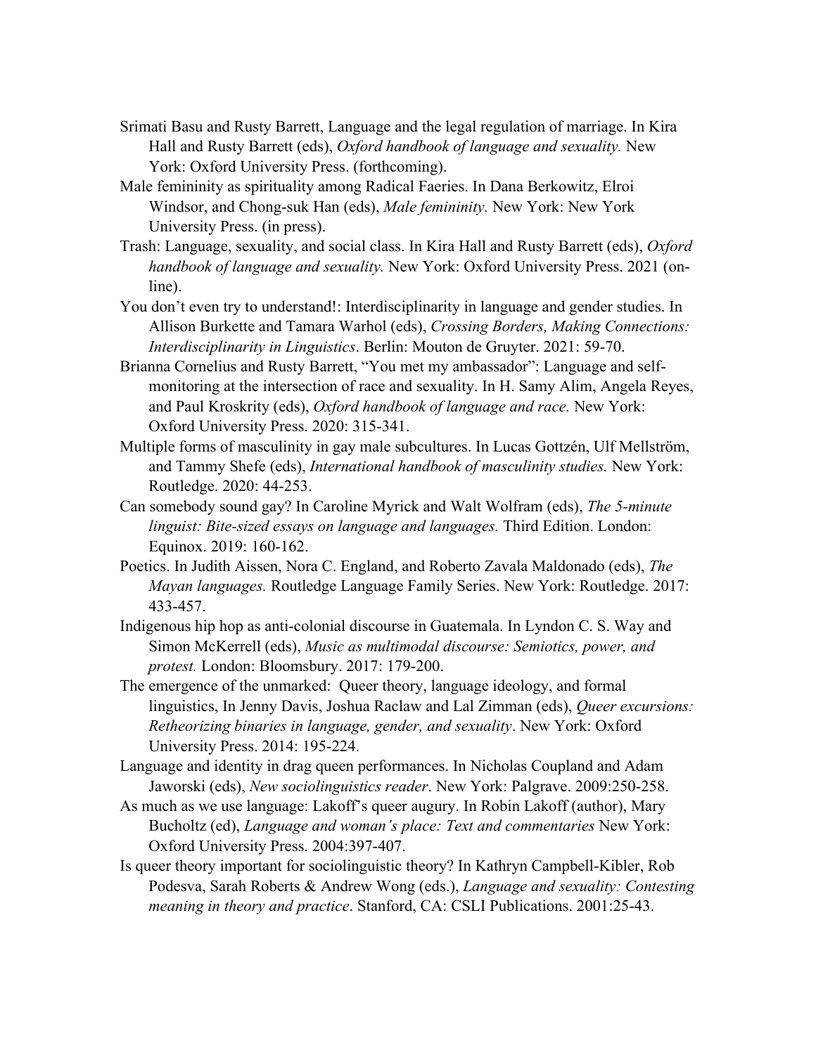Srimati Basu and Rusty Barrett, Language and the legal regulation of marriage. In Kira Hall and Rusty Barrett (eds), *Oxford handbook of language and sexuality.* New York: Oxford University Press. (forthcoming).

Male femininity as spirituality among Radical Faeries. In Dana Berkowitz, Elroi Windsor, and Chong-suk Han (eds), *Male femininity.* New York: New York University Press. (in press).

Trash: Language, sexuality, and social class. In Kira Hall and Rusty Barrett (eds), *Oxford handbook of language and sexuality.* New York: Oxford University Press. 2021 (on-line).

You don't even try to understand!: Interdisciplinarity in language and gender studies. In Allison Burkette and Tamara Warhol (eds), *Crossing Borders, Making Connections: Interdisciplinarity in Linguistics*. Berlin: Mouton de Gruyter. 2021: 59-70.

Brianna Cornelius and Rusty Barrett, "You met my ambassador": Language and self-monitoring at the intersection of race and sexuality. In H. Samy Alim, Angela Reyes, and Paul Kroskrity (eds), *Oxford handbook of language and race.* New York: Oxford University Press. 2020: 315-341.

Multiple forms of masculinity in gay male subcultures. In Lucas Gottzén, Ulf Mellström, and Tammy Shefe (eds), *International handbook of masculinity studies.* New York: Routledge. 2020: 44-253.

Can somebody sound gay? In Caroline Myrick and Walt Wolfram (eds), *The 5-minute linguist: Bite-sized essays on language and languages.* Third Edition. London: Equinox. 2019: 160-162.

Poetics. In Judith Aissen, Nora C. England, and Roberto Zavala Maldonado (eds), *The Mayan languages.* Routledge Language Family Series. New York: Routledge. 2017: 433-457.

Indigenous hip hop as anti-colonial discourse in Guatemala. In Lyndon C. S. Way and Simon McKerrell (eds), *Music as multimodal discourse: Semiotics, power, and protest.* London: Bloomsbury. 2017: 179-200.

The emergence of the unmarked: Queer theory, language ideology, and formal linguistics, In Jenny Davis, Joshua Raclaw and Lal Zimman (eds), *Queer excursions: Retheorizing binaries in language, gender, and sexuality*. New York: Oxford University Press. 2014: 195-224.

Language and identity in drag queen performances. In Nicholas Coupland and Adam Jaworski (eds), *New sociolinguistics reader*. New York: Palgrave. 2009:250-258.

As much as we use language: Lakoff's queer augury. In Robin Lakoff (author), Mary Bucholtz (ed), *Language and woman's place: Text and commentaries* New York: Oxford University Press. 2004:397-407.

Is queer theory important for sociolinguistic theory? In Kathryn Campbell-Kibler, Rob Podesva, Sarah Roberts & Andrew Wong (eds.), *Language and sexuality: Contesting meaning in theory and practice*. Stanford, CA: CSLI Publications. 2001:25-43.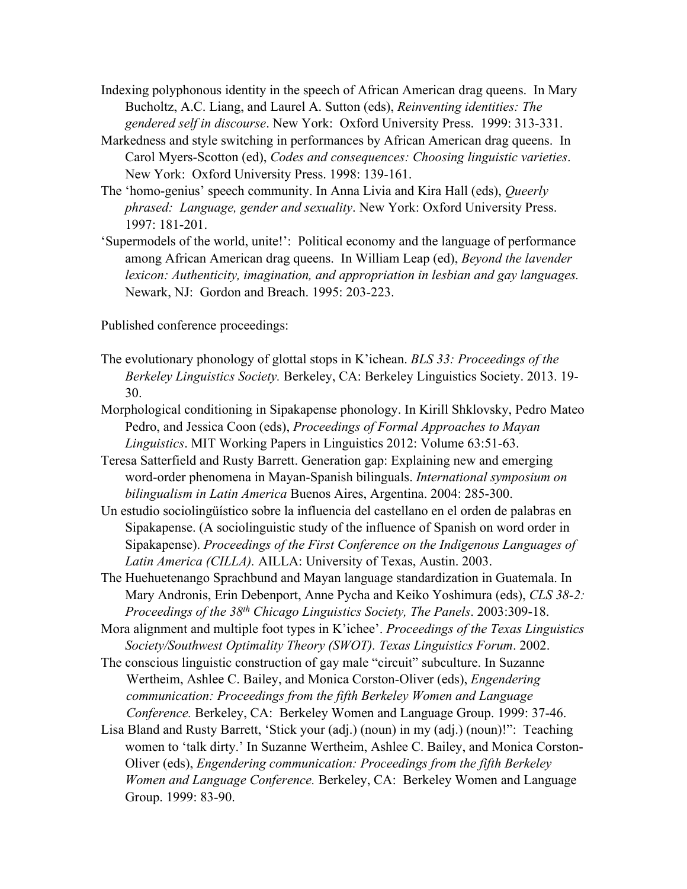Indexing polyphonous identity in the speech of African American drag queens. In Mary Bucholtz, A.C. Liang, and Laurel A. Sutton (eds), *Reinventing identities: The gendered self in discourse*. New York: Oxford University Press. 1999: 313-331.

Markedness and style switching in performances by African American drag queens. In Carol Myers-Scotton (ed), *Codes and consequences: Choosing linguistic varieties*. New York: Oxford University Press. 1998: 139-161.

The 'homo-genius' speech community. In Anna Livia and Kira Hall (eds), *Queerly phrased: Language, gender and sexuality*. New York: Oxford University Press. 1997: 181-201.

'Supermodels of the world, unite!': Political economy and the language of performance among African American drag queens. In William Leap (ed), *Beyond the lavender lexicon: Authenticity, imagination, and appropriation in lesbian and gay languages.* Newark, NJ: Gordon and Breach. 1995: 203-223.

Published conference proceedings:

The evolutionary phonology of glottal stops in K'ichean. *BLS 33: Proceedings of the Berkeley Linguistics Society.* Berkeley, CA: Berkeley Linguistics Society. 2013. 19-30.

Morphological conditioning in Sipakapense phonology. In Kirill Shklovsky, Pedro Mateo Pedro, and Jessica Coon (eds), *Proceedings of Formal Approaches to Mayan Linguistics*. MIT Working Papers in Linguistics 2012: Volume 63:51-63.

Teresa Satterfield and Rusty Barrett. Generation gap: Explaining new and emerging word-order phenomena in Mayan-Spanish bilinguals. *International symposium on bilingualism in Latin America* Buenos Aires, Argentina. 2004: 285-300.

Un estudio sociolingüístico sobre la influencia del castellano en el orden de palabras en Sipakapense. (A sociolinguistic study of the influence of Spanish on word order in Sipakapense). *Proceedings of the First Conference on the Indigenous Languages of Latin America (CILLA).* AILLA: University of Texas, Austin. 2003.

The Huehuetenango Sprachbund and Mayan language standardization in Guatemala. In Mary Andronis, Erin Debenport, Anne Pycha and Keiko Yoshimura (eds), *CLS 38-2: Proceedings of the 38th Chicago Linguistics Society, The Panels*. 2003:309-18.

Mora alignment and multiple foot types in K'ichee'. *Proceedings of the Texas Linguistics Society/Southwest Optimality Theory (SWOT). Texas Linguistics Forum*. 2002.

The conscious linguistic construction of gay male "circuit" subculture. In Suzanne Wertheim, Ashlee C. Bailey, and Monica Corston-Oliver (eds), *Engendering communication: Proceedings from the fifth Berkeley Women and Language Conference.* Berkeley, CA: Berkeley Women and Language Group. 1999: 37-46.

Lisa Bland and Rusty Barrett, 'Stick your (adj.) (noun) in my (adj.) (noun)!": Teaching women to 'talk dirty.' In Suzanne Wertheim, Ashlee C. Bailey, and Monica Corston-Oliver (eds), *Engendering communication: Proceedings from the fifth Berkeley Women and Language Conference.* Berkeley, CA: Berkeley Women and Language Group. 1999: 83-90.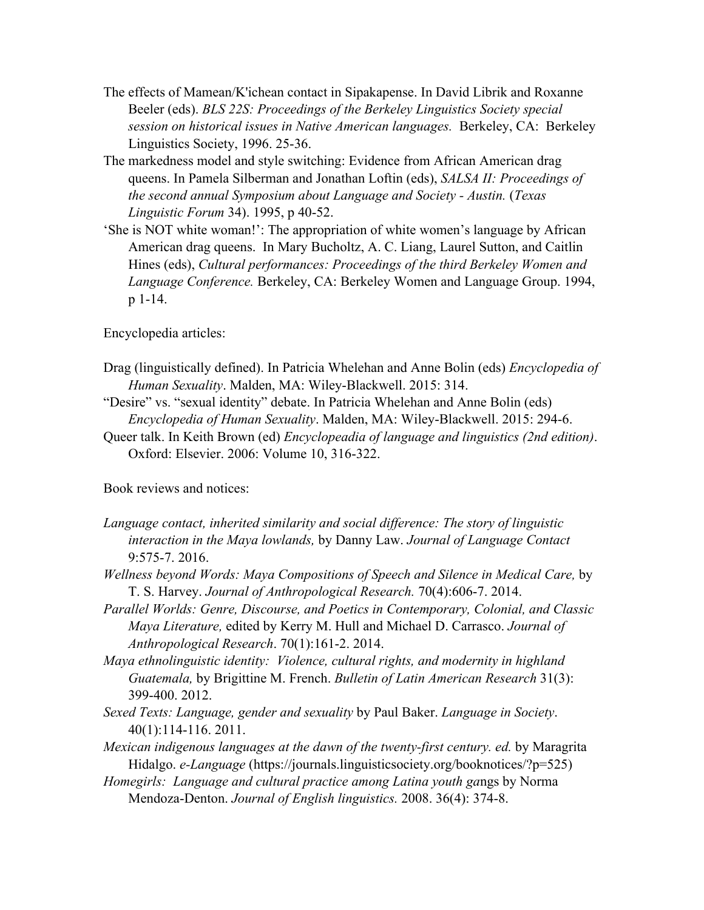The effects of Mamean/K'ichean contact in Sipakapense. In David Librik and Roxanne Beeler (eds). *BLS 22S: Proceedings of the Berkeley Linguistics Society special session on historical issues in Native American languages.* Berkeley, CA: Berkeley Linguistics Society, 1996. 25-36.

The markedness model and style switching: Evidence from African American drag queens. In Pamela Silberman and Jonathan Loftin (eds), *SALSA II: Proceedings of the second annual Symposium about Language and Society - Austin.* (*Texas Linguistic Forum* 34). 1995, p 40-52.

'She is NOT white woman!': The appropriation of white women's language by African American drag queens. In Mary Bucholtz, A. C. Liang, Laurel Sutton, and Caitlin Hines (eds), *Cultural performances: Proceedings of the third Berkeley Women and Language Conference.* Berkeley, CA: Berkeley Women and Language Group. 1994, p 1-14.

Encyclopedia articles:

Drag (linguistically defined). In Patricia Whelehan and Anne Bolin (eds) *Encyclopedia of Human Sexuality*. Malden, MA: Wiley-Blackwell. 2015: 314.

"Desire" vs. "sexual identity" debate. In Patricia Whelehan and Anne Bolin (eds) *Encyclopedia of Human Sexuality*. Malden, MA: Wiley-Blackwell. 2015: 294-6.

Queer talk. In Keith Brown (ed) *Encyclopeadia of language and linguistics (2nd edition)*. Oxford: Elsevier. 2006: Volume 10, 316-322.

Book reviews and notices:

*Language contact, inherited similarity and social difference: The story of linguistic interaction in the Maya lowlands,* by Danny Law. *Journal of Language Contact* 9:575-7. 2016.

*Wellness beyond Words: Maya Compositions of Speech and Silence in Medical Care,* by T. S. Harvey. *Journal of Anthropological Research.* 70(4):606-7. 2014.

*Parallel Worlds: Genre, Discourse, and Poetics in Contemporary, Colonial, and Classic Maya Literature,* edited by Kerry M. Hull and Michael D. Carrasco. *Journal of Anthropological Research*. 70(1):161-2. 2014.

*Maya ethnolinguistic identity: Violence, cultural rights, and modernity in highland Guatemala,* by Brigittine M. French. *Bulletin of Latin American Research* 31(3): 399-400. 2012.

*Sexed Texts: Language, gender and sexuality* by Paul Baker. *Language in Society*. 40(1):114-116. 2011.

*Mexican indigenous languages at the dawn of the twenty-first century. ed.* by Maragrita Hidalgo. *e-Language* (https://journals.linguisticsociety.org/booknotices/?p=525)

*Homegirls: Language and cultural practice among Latina youth ga*ngs by Norma Mendoza-Denton. *Journal of English linguistics.* 2008. 36(4): 374-8.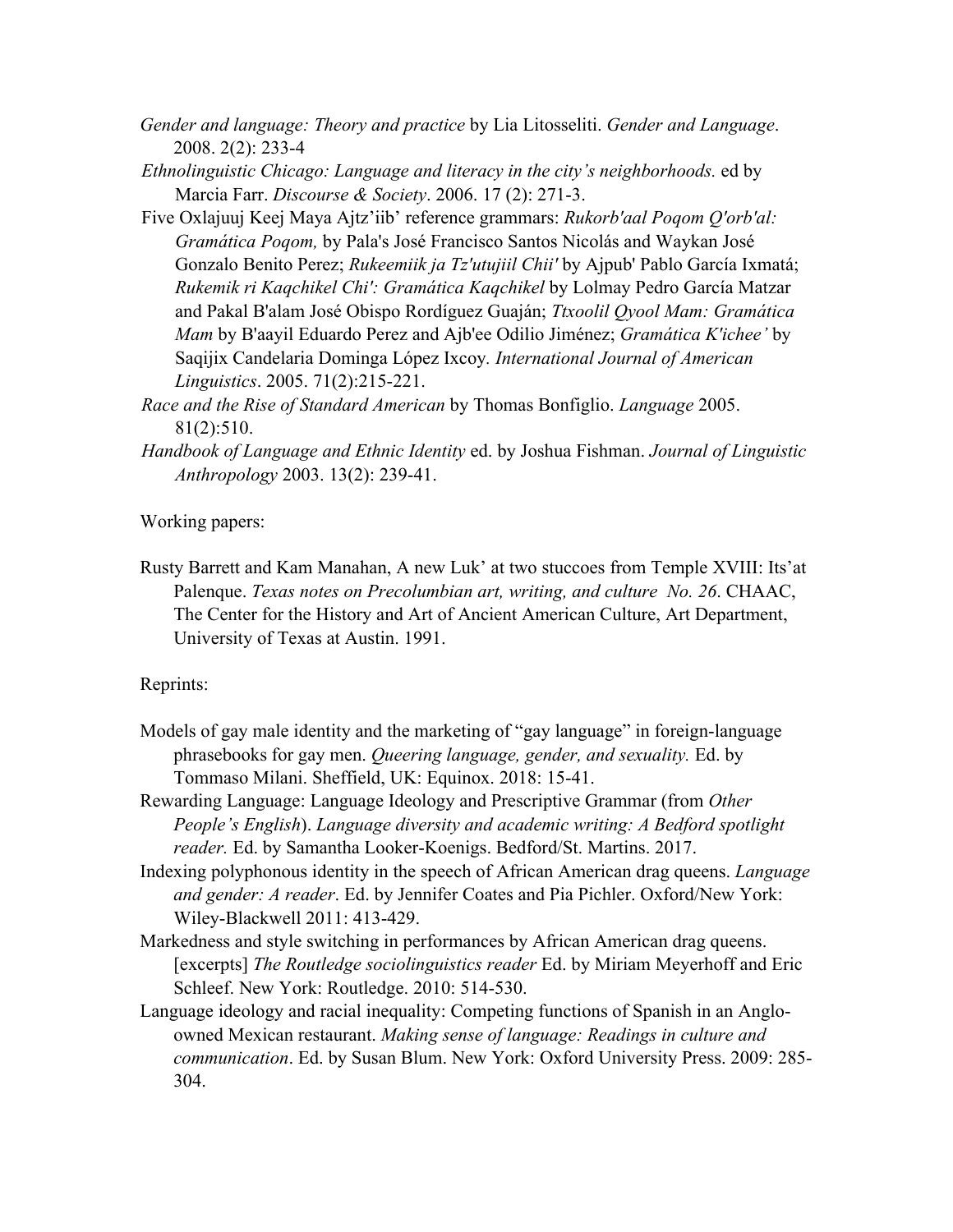*Gender and language: Theory and practice* by Lia Litosseliti. *Gender and Language*. 2008. 2(2): 233-4

*Ethnolinguistic Chicago: Language and literacy in the city's neighborhoods.* ed by Marcia Farr. *Discourse & Society*. 2006. 17 (2): 271-3.

Five Oxlajuuj Keej Maya Ajtz'iib' reference grammars: *Rukorb'aal Poqom Q'orb'al: Gramática Poqom,* by Pala's José Francisco Santos Nicolás and Waykan José Gonzalo Benito Perez; *Rukeemiik ja Tz'utujiil Chii'* by Ajpub' Pablo García Ixmatá; *Rukemik ri Kaqchikel Chi': Gramática Kaqchikel* by Lolmay Pedro García Matzar and Pakal B'alam José Obispo Rordíguez Guaján; *Ttxoolil Qyool Mam: Gramática Mam* by B'aayil Eduardo Perez and Ajb'ee Odilio Jiménez; *Gramática K'ichee'* by Saqijix Candelaria Dominga López Ixcoy. *International Journal of American Linguistics*. 2005. 71(2):215-221.

*Race and the Rise of Standard American* by Thomas Bonfiglio. *Language* 2005. 81(2):510.

*Handbook of Language and Ethnic Identity* ed. by Joshua Fishman. *Journal of Linguistic Anthropology* 2003. 13(2): 239-41.

Working papers:

Rusty Barrett and Kam Manahan, A new Luk' at two stuccoes from Temple XVIII: Its'at Palenque. *Texas notes on Precolumbian art, writing, and culture No. 26*. CHAAC, The Center for the History and Art of Ancient American Culture, Art Department, University of Texas at Austin. 1991.

Reprints:

Models of gay male identity and the marketing of "gay language" in foreign-language phrasebooks for gay men. *Queering language, gender, and sexuality.* Ed. by Tommaso Milani. Sheffield, UK: Equinox. 2018: 15-41.

Rewarding Language: Language Ideology and Prescriptive Grammar (from *Other People's English*). *Language diversity and academic writing: A Bedford spotlight reader.* Ed. by Samantha Looker-Koenigs. Bedford/St. Martins. 2017.

Indexing polyphonous identity in the speech of African American drag queens. *Language and gender: A reader*. Ed. by Jennifer Coates and Pia Pichler. Oxford/New York: Wiley-Blackwell 2011: 413-429.

Markedness and style switching in performances by African American drag queens. [excerpts] *The Routledge sociolinguistics reader* Ed. by Miriam Meyerhoff and Eric Schleef. New York: Routledge. 2010: 514-530.

Language ideology and racial inequality: Competing functions of Spanish in an Anglo-owned Mexican restaurant. *Making sense of language: Readings in culture and communication*. Ed. by Susan Blum. New York: Oxford University Press. 2009: 285-304.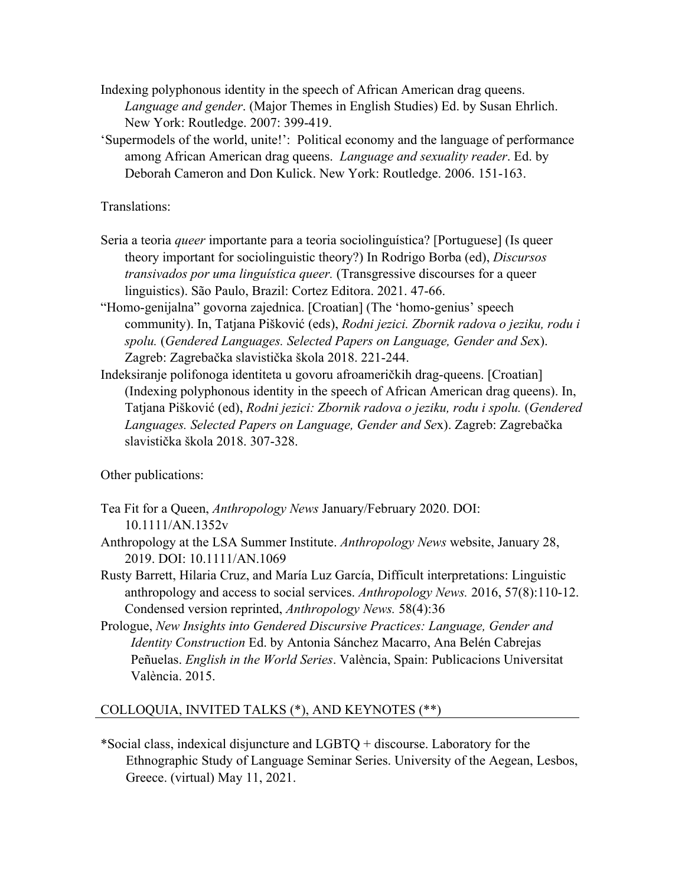Indexing polyphonous identity in the speech of African American drag queens. *Language and gender*. (Major Themes in English Studies) Ed. by Susan Ehrlich. New York: Routledge. 2007: 399-419.

'Supermodels of the world, unite!': Political economy and the language of performance among African American drag queens. *Language and sexuality reader*. Ed. by Deborah Cameron and Don Kulick. New York: Routledge. 2006. 151-163.

Translations:

Seria a teoria *queer* importante para a teoria sociolinguística? [Portuguese] (Is queer theory important for sociolinguistic theory?) In Rodrigo Borba (ed), *Discursos transivados por uma linguística queer.* (Transgressive discourses for a queer linguistics). São Paulo, Brazil: Cortez Editora. 2021. 47-66.

"Homo-genijalna" govorna zajednica. [Croatian] (The 'homo-genius' speech community). In, Tatjana Pišković (eds), *Rodni jezici. Zbornik radova o jeziku, rodu i spolu.* (*Gendered Languages. Selected Papers on Language, Gender and Se*x). Zagreb: Zagrebačka slavistička škola 2018. 221-244.

Indeksiranje polifonoga identiteta u govoru afroameričkih drag-queens. [Croatian] (Indexing polyphonous identity in the speech of African American drag queens). In, Tatjana Pišković (ed), *Rodni jezici: Zbornik radova o jeziku, rodu i spolu.* (*Gendered Languages. Selected Papers on Language, Gender and Se*x). Zagreb: Zagrebačka slavistička škola 2018. 307-328.

Other publications:

Tea Fit for a Queen, *Anthropology News* January/February 2020. DOI: 10.1111/AN.1352v

Anthropology at the LSA Summer Institute. *Anthropology News* website, January 28, 2019. DOI: 10.1111/AN.1069

Rusty Barrett, Hilaria Cruz, and María Luz García, Difficult interpretations: Linguistic anthropology and access to social services. *Anthropology News.* 2016, 57(8):110-12. Condensed version reprinted, *Anthropology News.* 58(4):36

Prologue, *New Insights into Gendered Discursive Practices: Language, Gender and Identity Construction* Ed. by Antonia Sánchez Macarro, Ana Belén Cabrejas Peñuelas. *English in the World Series*. València, Spain: Publicacions Universitat València. 2015.

## COLLOQUIA, INVITED TALKS (*), AND KEYNOTES (**)

*Social class, indexical disjuncture and LGBTQ + discourse. Laboratory for the Ethnographic Study of Language Seminar Series. University of the Aegean, Lesbos, Greece. (virtual) May 11, 2021.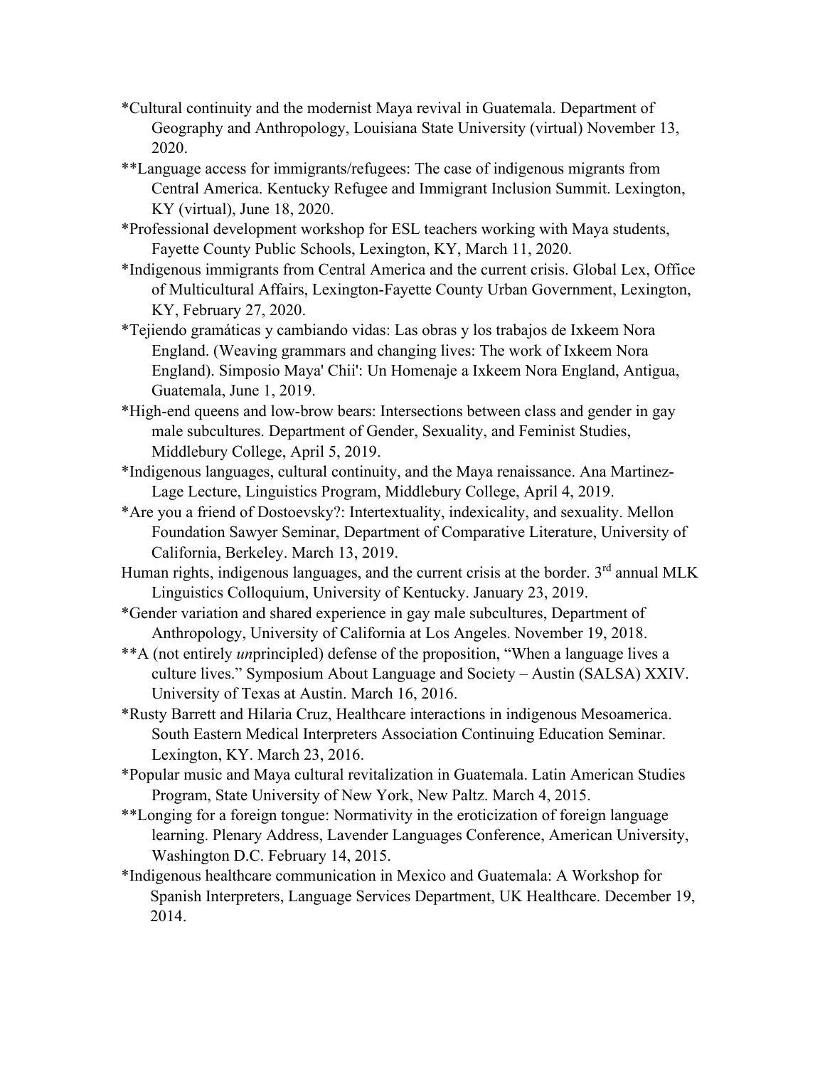*Cultural continuity and the modernist Maya revival in Guatemala. Department of Geography and Anthropology, Louisiana State University (virtual) November 13, 2020.

**Language access for immigrants/refugees: The case of indigenous migrants from Central America. Kentucky Refugee and Immigrant Inclusion Summit. Lexington, KY (virtual), June 18, 2020.

*Professional development workshop for ESL teachers working with Maya students, Fayette County Public Schools, Lexington, KY, March 11, 2020.

*Indigenous immigrants from Central America and the current crisis. Global Lex, Office of Multicultural Affairs, Lexington-Fayette County Urban Government, Lexington, KY, February 27, 2020.

*Tejiendo gramáticas y cambiando vidas: Las obras y los trabajos de Ixkeem Nora England. (Weaving grammars and changing lives: The work of Ixkeem Nora England). Simposio Maya' Chii': Un Homenaje a Ixkeem Nora England, Antigua, Guatemala, June 1, 2019.

*High-end queens and low-brow bears: Intersections between class and gender in gay male subcultures. Department of Gender, Sexuality, and Feminist Studies, Middlebury College, April 5, 2019.

*Indigenous languages, cultural continuity, and the Maya renaissance. Ana Martinez-Lage Lecture, Linguistics Program, Middlebury College, April 4, 2019.

*Are you a friend of Dostoevsky?: Intertextuality, indexicality, and sexuality. Mellon Foundation Sawyer Seminar, Department of Comparative Literature, University of California, Berkeley. March 13, 2019.

Human rights, indigenous languages, and the current crisis at the border. 3rd annual MLK Linguistics Colloquium, University of Kentucky. January 23, 2019.

*Gender variation and shared experience in gay male subcultures, Department of Anthropology, University of California at Los Angeles. November 19, 2018.

**A (not entirely *un*principled) defense of the proposition, "When a language lives a culture lives." Symposium About Language and Society – Austin (SALSA) XXIV. University of Texas at Austin. March 16, 2016.

*Rusty Barrett and Hilaria Cruz, Healthcare interactions in indigenous Mesoamerica. South Eastern Medical Interpreters Association Continuing Education Seminar. Lexington, KY. March 23, 2016.

*Popular music and Maya cultural revitalization in Guatemala. Latin American Studies Program, State University of New York, New Paltz. March 4, 2015.

**Longing for a foreign tongue: Normativity in the eroticization of foreign language learning. Plenary Address, Lavender Languages Conference, American University, Washington D.C. February 14, 2015.

*Indigenous healthcare communication in Mexico and Guatemala: A Workshop for Spanish Interpreters, Language Services Department, UK Healthcare. December 19, 2014.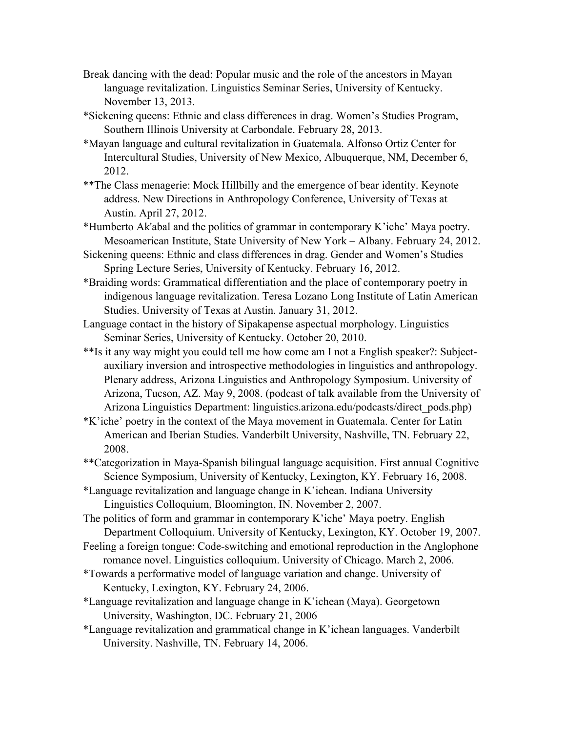Break dancing with the dead: Popular music and the role of the ancestors in Mayan language revitalization. Linguistics Seminar Series, University of Kentucky. November 13, 2013.

*Sickening queens: Ethnic and class differences in drag. Women's Studies Program, Southern Illinois University at Carbondale. February 28, 2013.

*Mayan language and cultural revitalization in Guatemala. Alfonso Ortiz Center for Intercultural Studies, University of New Mexico, Albuquerque, NM, December 6, 2012.

**The Class menagerie: Mock Hillbilly and the emergence of bear identity. Keynote address. New Directions in Anthropology Conference, University of Texas at Austin. April 27, 2012.

*Humberto Ak'abal and the politics of grammar in contemporary K'iche' Maya poetry. Mesoamerican Institute, State University of New York – Albany. February 24, 2012.

Sickening queens: Ethnic and class differences in drag. Gender and Women's Studies Spring Lecture Series, University of Kentucky. February 16, 2012.

*Braiding words: Grammatical differentiation and the place of contemporary poetry in indigenous language revitalization. Teresa Lozano Long Institute of Latin American Studies. University of Texas at Austin. January 31, 2012.

Language contact in the history of Sipakapense aspectual morphology. Linguistics Seminar Series, University of Kentucky. October 20, 2010.

**Is it any way might you could tell me how come am I not a English speaker?: Subject-auxiliary inversion and introspective methodologies in linguistics and anthropology. Plenary address, Arizona Linguistics and Anthropology Symposium. University of Arizona, Tucson, AZ. May 9, 2008. (podcast of talk available from the University of Arizona Linguistics Department: linguistics.arizona.edu/podcasts/direct_pods.php)

*K'iche' poetry in the context of the Maya movement in Guatemala. Center for Latin American and Iberian Studies. Vanderbilt University, Nashville, TN. February 22, 2008.

**Categorization in Maya-Spanish bilingual language acquisition. First annual Cognitive Science Symposium, University of Kentucky, Lexington, KY. February 16, 2008.

*Language revitalization and language change in K'ichean. Indiana University Linguistics Colloquium, Bloomington, IN. November 2, 2007.

The politics of form and grammar in contemporary K'iche' Maya poetry. English Department Colloquium. University of Kentucky, Lexington, KY. October 19, 2007.

Feeling a foreign tongue: Code-switching and emotional reproduction in the Anglophone romance novel. Linguistics colloquium. University of Chicago. March 2, 2006.

*Towards a performative model of language variation and change. University of Kentucky, Lexington, KY. February 24, 2006.

*Language revitalization and language change in K'ichean (Maya). Georgetown University, Washington, DC. February 21, 2006

*Language revitalization and grammatical change in K'ichean languages. Vanderbilt University. Nashville, TN. February 14, 2006.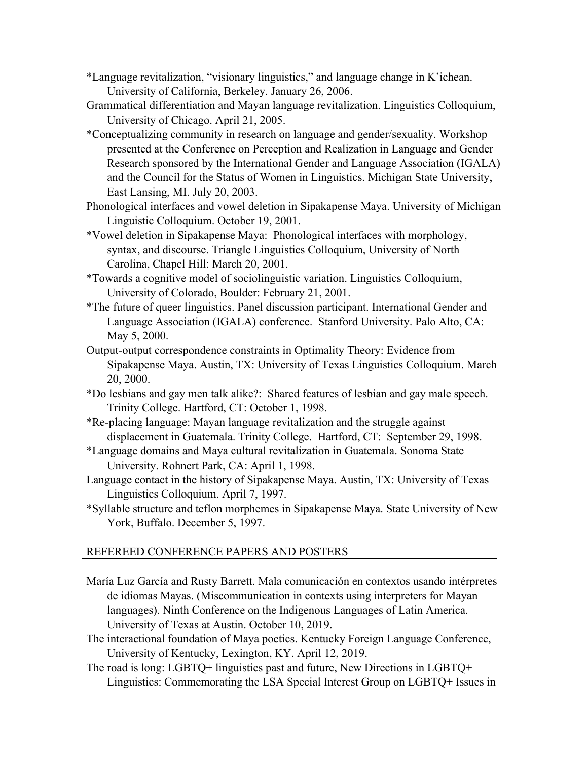*Language revitalization, "visionary linguistics," and language change in K'ichean. University of California, Berkeley. January 26, 2006.

Grammatical differentiation and Mayan language revitalization. Linguistics Colloquium, University of Chicago. April 21, 2005.

*Conceptualizing community in research on language and gender/sexuality. Workshop presented at the Conference on Perception and Realization in Language and Gender Research sponsored by the International Gender and Language Association (IGALA) and the Council for the Status of Women in Linguistics. Michigan State University, East Lansing, MI. July 20, 2003.

Phonological interfaces and vowel deletion in Sipakapense Maya. University of Michigan Linguistic Colloquium. October 19, 2001.

*Vowel deletion in Sipakapense Maya: Phonological interfaces with morphology, syntax, and discourse. Triangle Linguistics Colloquium, University of North Carolina, Chapel Hill: March 20, 2001.

*Towards a cognitive model of sociolinguistic variation. Linguistics Colloquium, University of Colorado, Boulder: February 21, 2001.

*The future of queer linguistics. Panel discussion participant. International Gender and Language Association (IGALA) conference. Stanford University. Palo Alto, CA: May 5, 2000.

Output-output correspondence constraints in Optimality Theory: Evidence from Sipakapense Maya. Austin, TX: University of Texas Linguistics Colloquium. March 20, 2000.

*Do lesbians and gay men talk alike?: Shared features of lesbian and gay male speech. Trinity College. Hartford, CT: October 1, 1998.

*Re-placing language: Mayan language revitalization and the struggle against displacement in Guatemala. Trinity College. Hartford, CT: September 29, 1998.

*Language domains and Maya cultural revitalization in Guatemala. Sonoma State University. Rohnert Park, CA: April 1, 1998.

Language contact in the history of Sipakapense Maya. Austin, TX: University of Texas Linguistics Colloquium. April 7, 1997.

*Syllable structure and teflon morphemes in Sipakapense Maya. State University of New York, Buffalo. December 5, 1997.

## REFEREED CONFERENCE PAPERS AND POSTERS

María Luz García and Rusty Barrett. Mala comunicación en contextos usando intérpretes de idiomas Mayas. (Miscommunication in contexts using interpreters for Mayan languages). Ninth Conference on the Indigenous Languages of Latin America. University of Texas at Austin. October 10, 2019.

The interactional foundation of Maya poetics. Kentucky Foreign Language Conference, University of Kentucky, Lexington, KY. April 12, 2019.

The road is long: LGBTQ+ linguistics past and future, New Directions in LGBTQ+ Linguistics: Commemorating the LSA Special Interest Group on LGBTQ+ Issues in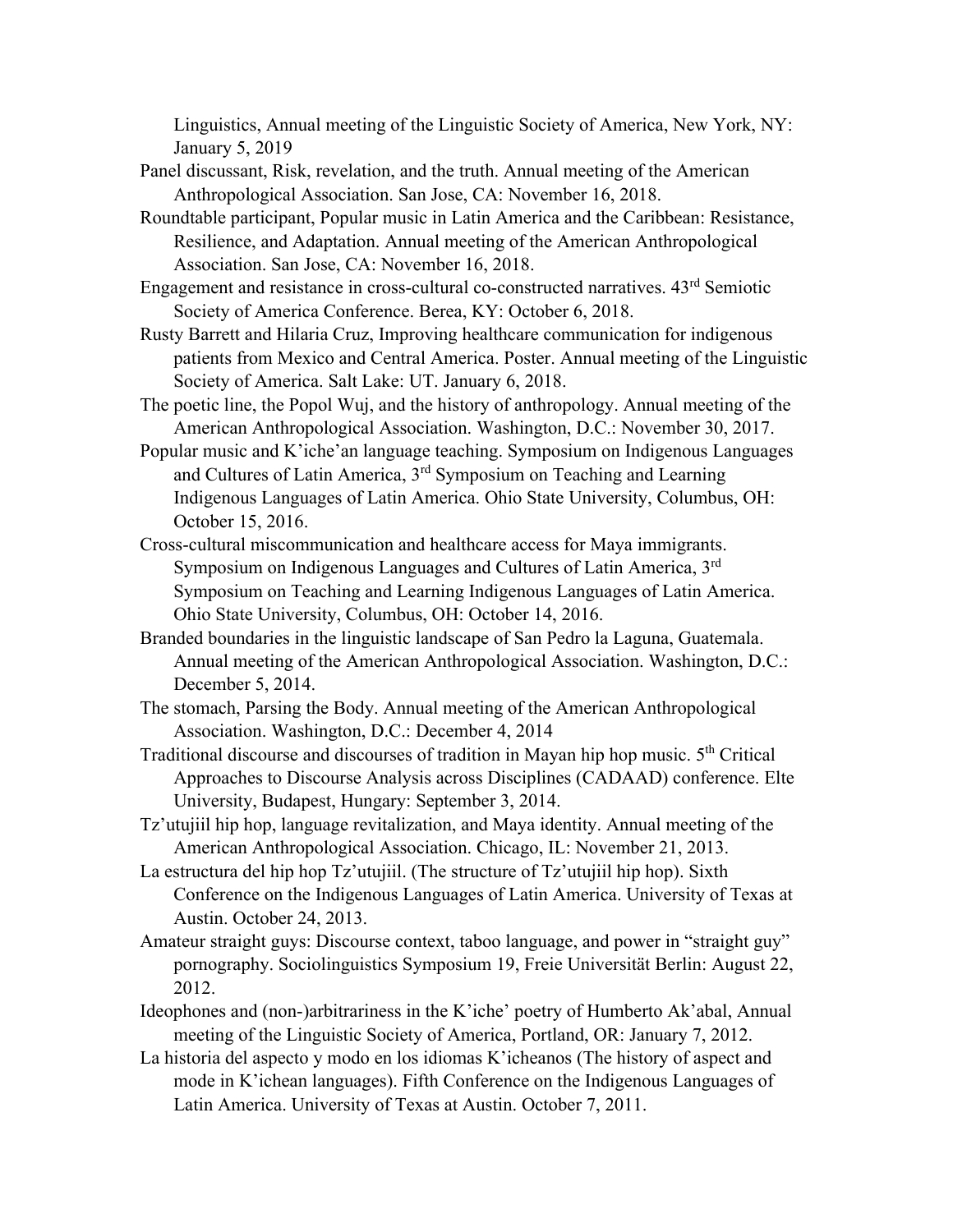Linguistics, Annual meeting of the Linguistic Society of America, New York, NY: January 5, 2019

Panel discussant, Risk, revelation, and the truth. Annual meeting of the American Anthropological Association. San Jose, CA: November 16, 2018.

Roundtable participant, Popular music in Latin America and the Caribbean: Resistance, Resilience, and Adaptation. Annual meeting of the American Anthropological Association. San Jose, CA: November 16, 2018.

Engagement and resistance in cross-cultural co-constructed narratives. 43rd Semiotic Society of America Conference. Berea, KY: October 6, 2018.

Rusty Barrett and Hilaria Cruz, Improving healthcare communication for indigenous patients from Mexico and Central America. Poster. Annual meeting of the Linguistic Society of America. Salt Lake: UT. January 6, 2018.

The poetic line, the Popol Wuj, and the history of anthropology. Annual meeting of the American Anthropological Association. Washington, D.C.: November 30, 2017.

Popular music and K'iche'an language teaching. Symposium on Indigenous Languages and Cultures of Latin America, 3rd Symposium on Teaching and Learning Indigenous Languages of Latin America. Ohio State University, Columbus, OH: October 15, 2016.

Cross-cultural miscommunication and healthcare access for Maya immigrants. Symposium on Indigenous Languages and Cultures of Latin America, 3rd Symposium on Teaching and Learning Indigenous Languages of Latin America. Ohio State University, Columbus, OH: October 14, 2016.

Branded boundaries in the linguistic landscape of San Pedro la Laguna, Guatemala. Annual meeting of the American Anthropological Association. Washington, D.C.: December 5, 2014.

The stomach, Parsing the Body. Annual meeting of the American Anthropological Association. Washington, D.C.: December 4, 2014

Traditional discourse and discourses of tradition in Mayan hip hop music. 5th Critical Approaches to Discourse Analysis across Disciplines (CADAAD) conference. Elte University, Budapest, Hungary: September 3, 2014.

Tz'utujiil hip hop, language revitalization, and Maya identity. Annual meeting of the American Anthropological Association. Chicago, IL: November 21, 2013.

La estructura del hip hop Tz'utujiil. (The structure of Tz'utujiil hip hop). Sixth Conference on the Indigenous Languages of Latin America. University of Texas at Austin. October 24, 2013.

Amateur straight guys: Discourse context, taboo language, and power in "straight guy" pornography. Sociolinguistics Symposium 19, Freie Universität Berlin: August 22, 2012.

Ideophones and (non-)arbitrariness in the K'iche' poetry of Humberto Ak'abal, Annual meeting of the Linguistic Society of America, Portland, OR: January 7, 2012.

La historia del aspecto y modo en los idiomas K'icheanos (The history of aspect and mode in K'ichean languages). Fifth Conference on the Indigenous Languages of Latin America. University of Texas at Austin. October 7, 2011.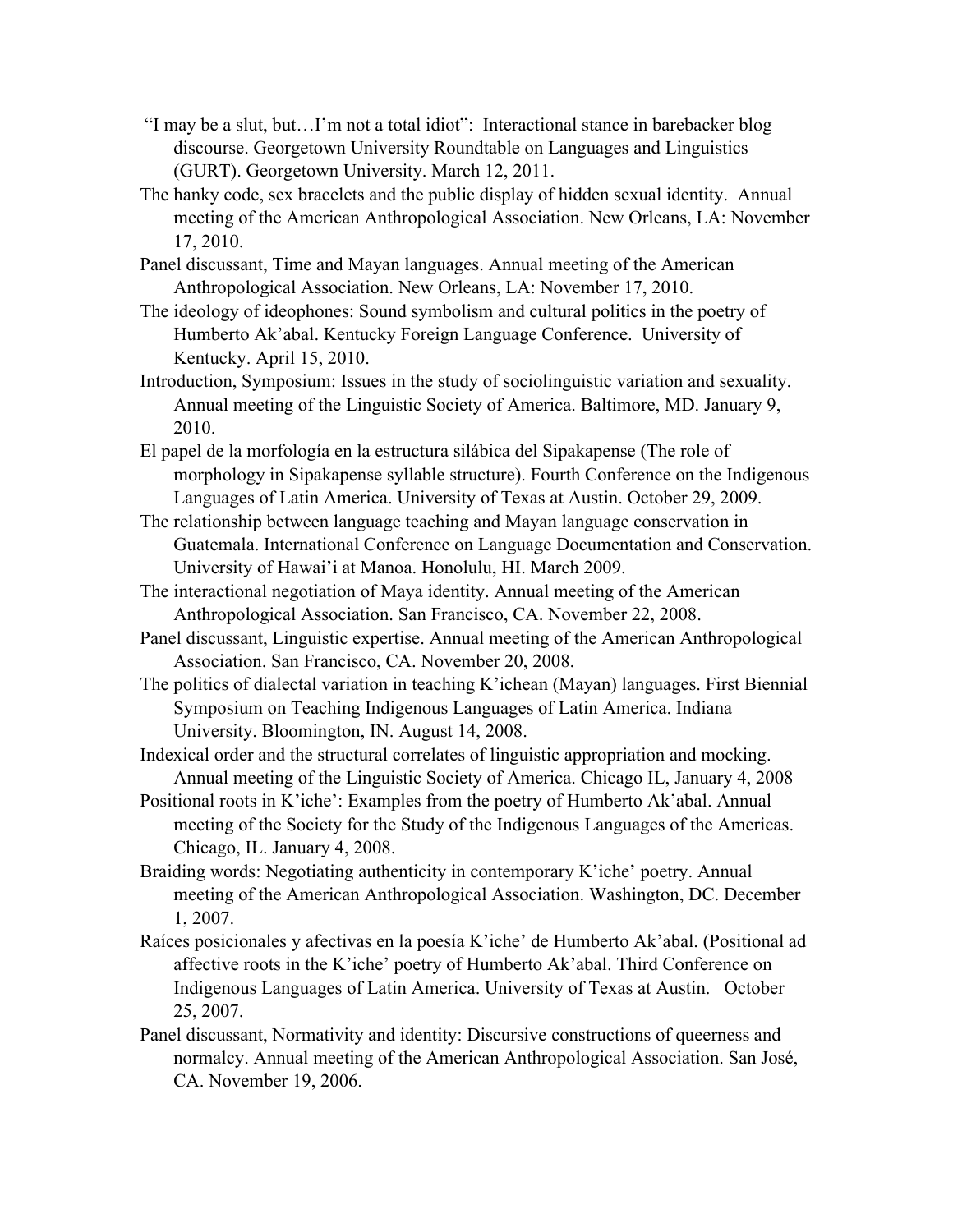"I may be a slut, but…I'm not a total idiot": Interactional stance in barebacker blog discourse. Georgetown University Roundtable on Languages and Linguistics (GURT). Georgetown University. March 12, 2011.

The hanky code, sex bracelets and the public display of hidden sexual identity. Annual meeting of the American Anthropological Association. New Orleans, LA: November 17, 2010.

Panel discussant, Time and Mayan languages. Annual meeting of the American Anthropological Association. New Orleans, LA: November 17, 2010.

The ideology of ideophones: Sound symbolism and cultural politics in the poetry of Humberto Ak'abal. Kentucky Foreign Language Conference. University of Kentucky. April 15, 2010.

Introduction, Symposium: Issues in the study of sociolinguistic variation and sexuality. Annual meeting of the Linguistic Society of America. Baltimore, MD. January 9, 2010.

El papel de la morfología en la estructura silábica del Sipakapense (The role of morphology in Sipakapense syllable structure). Fourth Conference on the Indigenous Languages of Latin America. University of Texas at Austin. October 29, 2009.

The relationship between language teaching and Mayan language conservation in Guatemala. International Conference on Language Documentation and Conservation. University of Hawai'i at Manoa. Honolulu, HI. March 2009.

The interactional negotiation of Maya identity. Annual meeting of the American Anthropological Association. San Francisco, CA. November 22, 2008.

Panel discussant, Linguistic expertise. Annual meeting of the American Anthropological Association. San Francisco, CA. November 20, 2008.

The politics of dialectal variation in teaching K'ichean (Mayan) languages. First Biennial Symposium on Teaching Indigenous Languages of Latin America. Indiana University. Bloomington, IN. August 14, 2008.

Indexical order and the structural correlates of linguistic appropriation and mocking. Annual meeting of the Linguistic Society of America. Chicago IL, January 4, 2008

Positional roots in K'iche': Examples from the poetry of Humberto Ak'abal. Annual meeting of the Society for the Study of the Indigenous Languages of the Americas. Chicago, IL. January 4, 2008.

Braiding words: Negotiating authenticity in contemporary K'iche' poetry. Annual meeting of the American Anthropological Association. Washington, DC. December 1, 2007.

Raíces posicionales y afectivas en la poesía K'iche' de Humberto Ak'abal. (Positional ad affective roots in the K'iche' poetry of Humberto Ak'abal. Third Conference on Indigenous Languages of Latin America. University of Texas at Austin. October 25, 2007.

Panel discussant, Normativity and identity: Discursive constructions of queerness and normalcy. Annual meeting of the American Anthropological Association. San José, CA. November 19, 2006.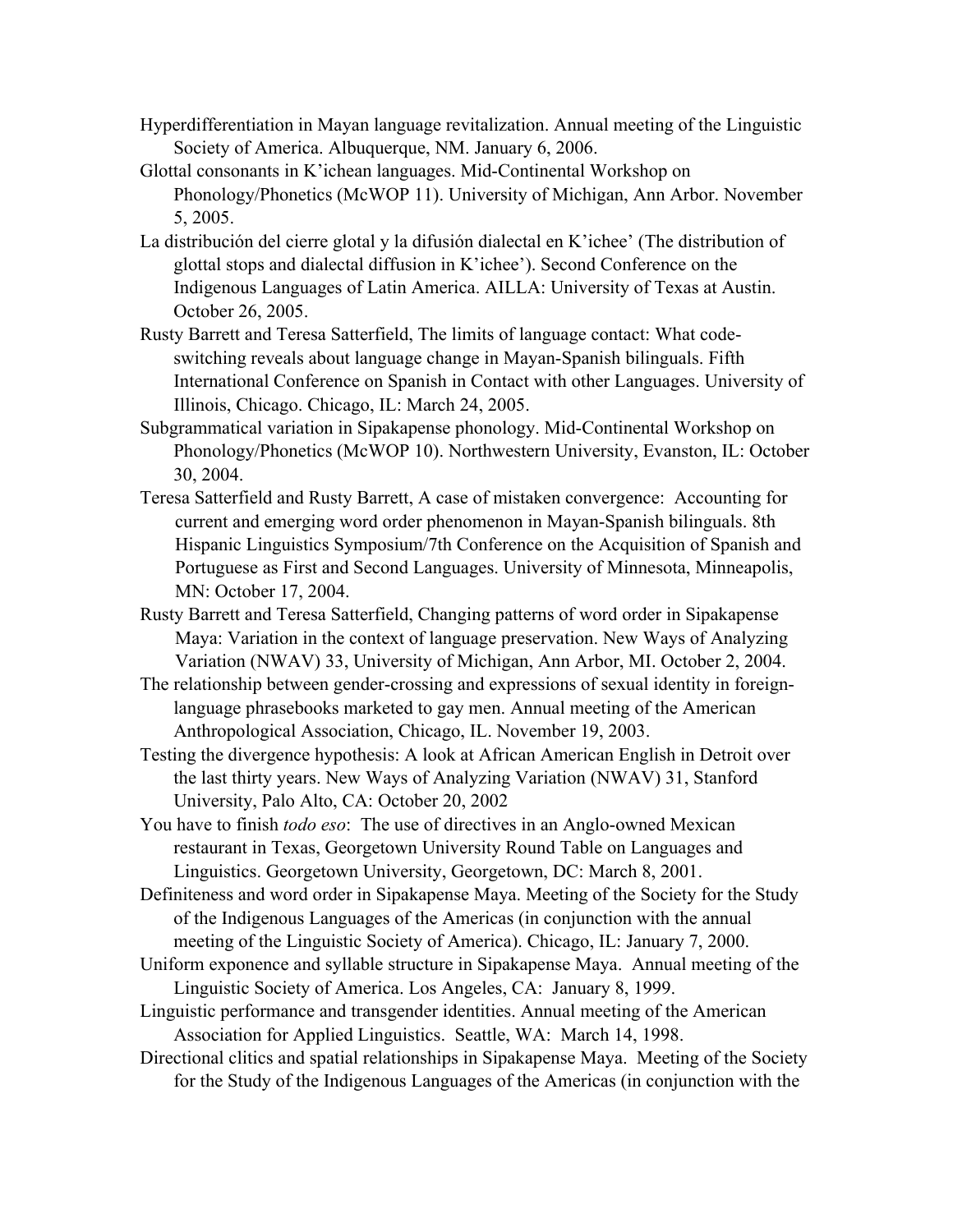Hyperdifferentiation in Mayan language revitalization. Annual meeting of the Linguistic Society of America. Albuquerque, NM. January 6, 2006.

Glottal consonants in K'ichean languages. Mid-Continental Workshop on Phonology/Phonetics (McWOP 11). University of Michigan, Ann Arbor. November 5, 2005.

La distribución del cierre glotal y la difusión dialectal en K'ichee' (The distribution of glottal stops and dialectal diffusion in K'ichee'). Second Conference on the Indigenous Languages of Latin America. AILLA: University of Texas at Austin. October 26, 2005.

Rusty Barrett and Teresa Satterfield, The limits of language contact: What code-switching reveals about language change in Mayan-Spanish bilinguals. Fifth International Conference on Spanish in Contact with other Languages. University of Illinois, Chicago. Chicago, IL: March 24, 2005.

Subgrammatical variation in Sipakapense phonology. Mid-Continental Workshop on Phonology/Phonetics (McWOP 10). Northwestern University, Evanston, IL: October 30, 2004.

Teresa Satterfield and Rusty Barrett, A case of mistaken convergence: Accounting for current and emerging word order phenomenon in Mayan-Spanish bilinguals. 8th Hispanic Linguistics Symposium/7th Conference on the Acquisition of Spanish and Portuguese as First and Second Languages. University of Minnesota, Minneapolis, MN: October 17, 2004.

Rusty Barrett and Teresa Satterfield, Changing patterns of word order in Sipakapense Maya: Variation in the context of language preservation. New Ways of Analyzing Variation (NWAV) 33, University of Michigan, Ann Arbor, MI. October 2, 2004.

The relationship between gender-crossing and expressions of sexual identity in foreign-language phrasebooks marketed to gay men. Annual meeting of the American Anthropological Association, Chicago, IL. November 19, 2003.

Testing the divergence hypothesis: A look at African American English in Detroit over the last thirty years. New Ways of Analyzing Variation (NWAV) 31, Stanford University, Palo Alto, CA: October 20, 2002

You have to finish *todo eso*: The use of directives in an Anglo-owned Mexican restaurant in Texas, Georgetown University Round Table on Languages and Linguistics. Georgetown University, Georgetown, DC: March 8, 2001.

Definiteness and word order in Sipakapense Maya. Meeting of the Society for the Study of the Indigenous Languages of the Americas (in conjunction with the annual meeting of the Linguistic Society of America). Chicago, IL: January 7, 2000.

Uniform exponence and syllable structure in Sipakapense Maya. Annual meeting of the Linguistic Society of America. Los Angeles, CA: January 8, 1999.

Linguistic performance and transgender identities. Annual meeting of the American Association for Applied Linguistics. Seattle, WA: March 14, 1998.

Directional clitics and spatial relationships in Sipakapense Maya. Meeting of the Society for the Study of the Indigenous Languages of the Americas (in conjunction with the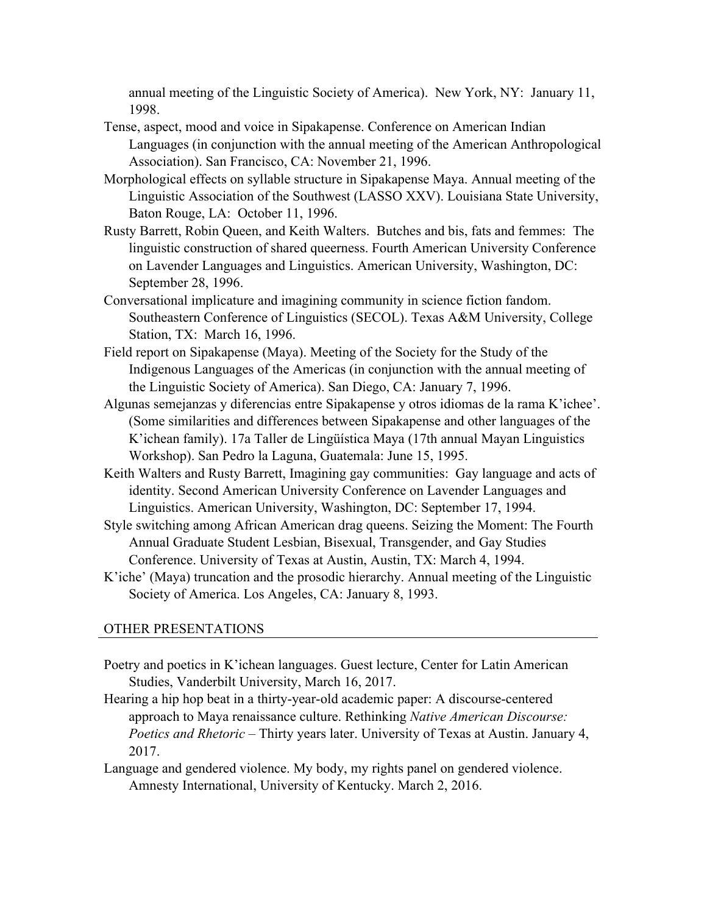annual meeting of the Linguistic Society of America). New York, NY: January 11, 1998.

Tense, aspect, mood and voice in Sipakapense. Conference on American Indian Languages (in conjunction with the annual meeting of the American Anthropological Association). San Francisco, CA: November 21, 1996.

Morphological effects on syllable structure in Sipakapense Maya. Annual meeting of the Linguistic Association of the Southwest (LASSO XXV). Louisiana State University, Baton Rouge, LA: October 11, 1996.

Rusty Barrett, Robin Queen, and Keith Walters. Butches and bis, fats and femmes: The linguistic construction of shared queerness. Fourth American University Conference on Lavender Languages and Linguistics. American University, Washington, DC: September 28, 1996.

Conversational implicature and imagining community in science fiction fandom. Southeastern Conference of Linguistics (SECOL). Texas A&M University, College Station, TX: March 16, 1996.

Field report on Sipakapense (Maya). Meeting of the Society for the Study of the Indigenous Languages of the Americas (in conjunction with the annual meeting of the Linguistic Society of America). San Diego, CA: January 7, 1996.

Algunas semejanzas y diferencias entre Sipakapense y otros idiomas de la rama K'ichee'. (Some similarities and differences between Sipakapense and other languages of the K'ichean family). 17a Taller de Lingüística Maya (17th annual Mayan Linguistics Workshop). San Pedro la Laguna, Guatemala: June 15, 1995.

Keith Walters and Rusty Barrett, Imagining gay communities: Gay language and acts of identity. Second American University Conference on Lavender Languages and Linguistics. American University, Washington, DC: September 17, 1994.

Style switching among African American drag queens. Seizing the Moment: The Fourth Annual Graduate Student Lesbian, Bisexual, Transgender, and Gay Studies Conference. University of Texas at Austin, Austin, TX: March 4, 1994.

K'iche' (Maya) truncation and the prosodic hierarchy. Annual meeting of the Linguistic Society of America. Los Angeles, CA: January 8, 1993.

## OTHER PRESENTATIONS

Poetry and poetics in K'ichean languages. Guest lecture, Center for Latin American Studies, Vanderbilt University, March 16, 2017.

Hearing a hip hop beat in a thirty-year-old academic paper: A discourse-centered approach to Maya renaissance culture. Rethinking *Native American Discourse: Poetics and Rhetoric* – Thirty years later. University of Texas at Austin. January 4, 2017.

Language and gendered violence. My body, my rights panel on gendered violence. Amnesty International, University of Kentucky. March 2, 2016.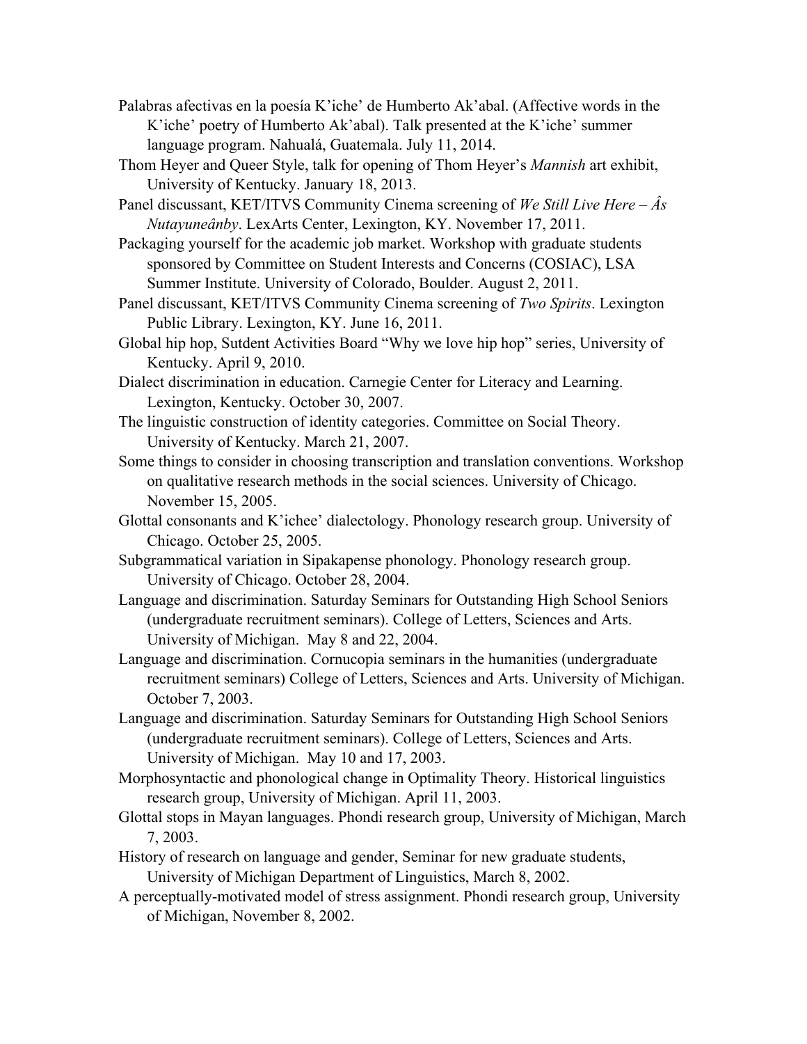Palabras afectivas en la poesía K'iche' de Humberto Ak'abal. (Affective words in the K'iche' poetry of Humberto Ak'abal). Talk presented at the K'iche' summer language program. Nahualá, Guatemala. July 11, 2014.

Thom Heyer and Queer Style, talk for opening of Thom Heyer's *Mannish* art exhibit, University of Kentucky. January 18, 2013.

Panel discussant, KET/ITVS Community Cinema screening of *We Still Live Here – Âs Nutayuneânby*. LexArts Center, Lexington, KY. November 17, 2011.

Packaging yourself for the academic job market. Workshop with graduate students sponsored by Committee on Student Interests and Concerns (COSIAC), LSA Summer Institute. University of Colorado, Boulder. August 2, 2011.

Panel discussant, KET/ITVS Community Cinema screening of *Two Spirits*. Lexington Public Library. Lexington, KY. June 16, 2011.

Global hip hop, Sutdent Activities Board "Why we love hip hop" series, University of Kentucky. April 9, 2010.

Dialect discrimination in education. Carnegie Center for Literacy and Learning. Lexington, Kentucky. October 30, 2007.

The linguistic construction of identity categories. Committee on Social Theory. University of Kentucky. March 21, 2007.

Some things to consider in choosing transcription and translation conventions. Workshop on qualitative research methods in the social sciences. University of Chicago. November 15, 2005.

Glottal consonants and K'ichee' dialectology. Phonology research group. University of Chicago. October 25, 2005.

Subgrammatical variation in Sipakapense phonology. Phonology research group. University of Chicago. October 28, 2004.

Language and discrimination. Saturday Seminars for Outstanding High School Seniors (undergraduate recruitment seminars). College of Letters, Sciences and Arts. University of Michigan. May 8 and 22, 2004.

Language and discrimination. Cornucopia seminars in the humanities (undergraduate recruitment seminars) College of Letters, Sciences and Arts. University of Michigan. October 7, 2003.

Language and discrimination. Saturday Seminars for Outstanding High School Seniors (undergraduate recruitment seminars). College of Letters, Sciences and Arts. University of Michigan. May 10 and 17, 2003.

Morphosyntactic and phonological change in Optimality Theory. Historical linguistics research group, University of Michigan. April 11, 2003.

Glottal stops in Mayan languages. Phondi research group, University of Michigan, March 7, 2003.

History of research on language and gender, Seminar for new graduate students, University of Michigan Department of Linguistics, March 8, 2002.

A perceptually-motivated model of stress assignment. Phondi research group, University of Michigan, November 8, 2002.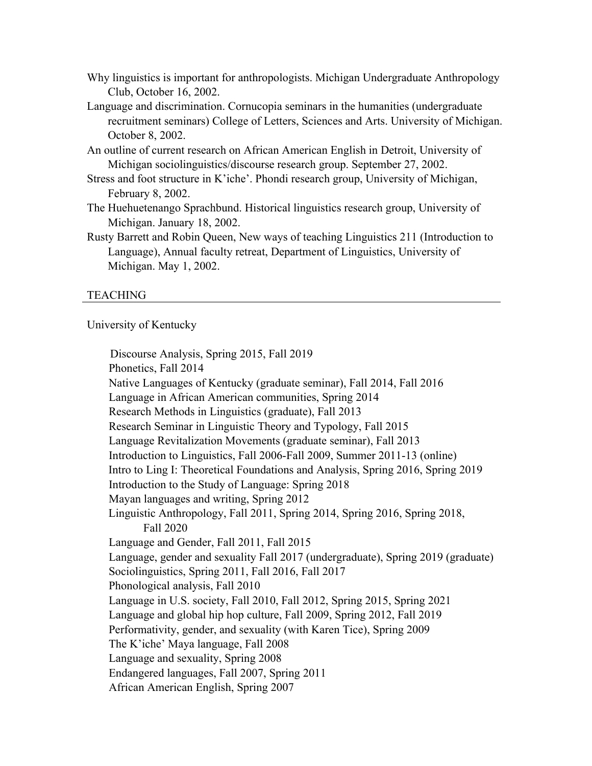Why linguistics is important for anthropologists. Michigan Undergraduate Anthropology Club, October 16, 2002.

Language and discrimination. Cornucopia seminars in the humanities (undergraduate recruitment seminars) College of Letters, Sciences and Arts. University of Michigan. October 8, 2002.

An outline of current research on African American English in Detroit, University of Michigan sociolinguistics/discourse research group. September 27, 2002.

Stress and foot structure in K'iche'. Phondi research group, University of Michigan, February 8, 2002.

The Huehuetenango Sprachbund. Historical linguistics research group, University of Michigan. January 18, 2002.

Rusty Barrett and Robin Queen, New ways of teaching Linguistics 211 (Introduction to Language), Annual faculty retreat, Department of Linguistics, University of Michigan. May 1, 2002.

## TEACHING

University of Kentucky

- Discourse Analysis, Spring 2015, Fall 2019
- Phonetics, Fall 2014
- Native Languages of Kentucky (graduate seminar), Fall 2014, Fall 2016
- Language in African American communities, Spring 2014
- Research Methods in Linguistics (graduate), Fall 2013
- Research Seminar in Linguistic Theory and Typology, Fall 2015
- Language Revitalization Movements (graduate seminar), Fall 2013
- Introduction to Linguistics, Fall 2006-Fall 2009, Summer 2011-13 (online)
- Intro to Ling I: Theoretical Foundations and Analysis, Spring 2016, Spring 2019
- Introduction to the Study of Language: Spring 2018
- Mayan languages and writing, Spring 2012
- Linguistic Anthropology, Fall 2011, Spring 2014, Spring 2016, Spring 2018, Fall 2020
- Language and Gender, Fall 2011, Fall 2015
- Language, gender and sexuality Fall 2017 (undergraduate), Spring 2019 (graduate)
- Sociolinguistics, Spring 2011, Fall 2016, Fall 2017
- Phonological analysis, Fall 2010
- Language in U.S. society, Fall 2010, Fall 2012, Spring 2015, Spring 2021
- Language and global hip hop culture, Fall 2009, Spring 2012, Fall 2019
- Performativity, gender, and sexuality (with Karen Tice), Spring 2009
- The K'iche' Maya language, Fall 2008
- Language and sexuality, Spring 2008
- Endangered languages, Fall 2007, Spring 2011
- African American English, Spring 2007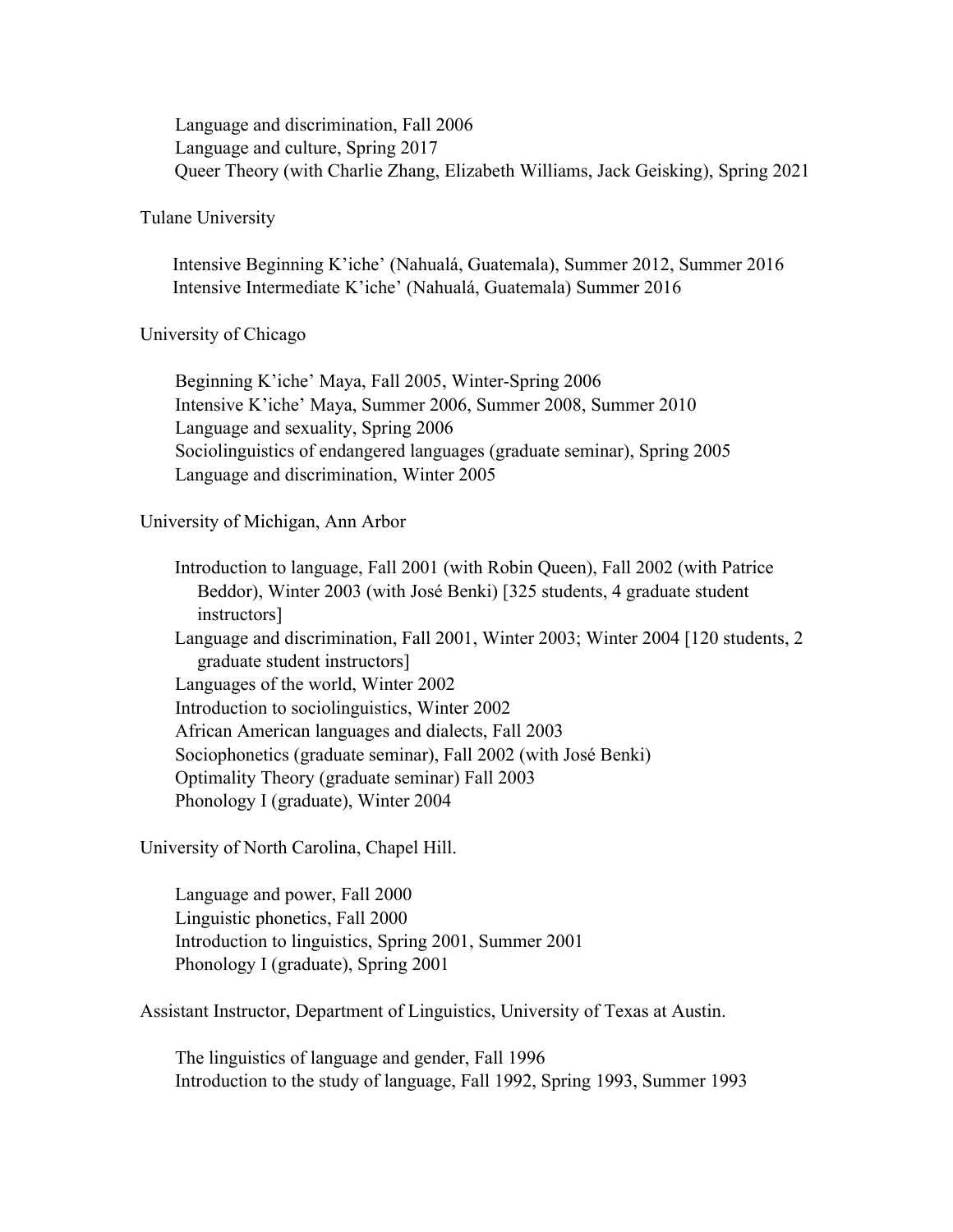Language and discrimination, Fall 2006
Language and culture, Spring 2017
Queer Theory (with Charlie Zhang, Elizabeth Williams, Jack Geisking), Spring 2021

Tulane University

Intensive Beginning K'iche' (Nahualá, Guatemala), Summer 2012, Summer 2016
Intensive Intermediate K'iche' (Nahualá, Guatemala) Summer 2016

University of Chicago

Beginning K'iche' Maya, Fall 2005, Winter-Spring 2006
Intensive K'iche' Maya, Summer 2006, Summer 2008, Summer 2010
Language and sexuality, Spring 2006
Sociolinguistics of endangered languages (graduate seminar), Spring 2005
Language and discrimination, Winter 2005

University of Michigan, Ann Arbor

Introduction to language, Fall 2001 (with Robin Queen), Fall 2002 (with Patrice Beddor), Winter 2003 (with José Benki) [325 students, 4 graduate student instructors]
Language and discrimination, Fall 2001, Winter 2003; Winter 2004 [120 students, 2 graduate student instructors]
Languages of the world, Winter 2002
Introduction to sociolinguistics, Winter 2002
African American languages and dialects, Fall 2003
Sociophonetics (graduate seminar), Fall 2002 (with José Benki)
Optimality Theory (graduate seminar) Fall 2003
Phonology I (graduate), Winter 2004

University of North Carolina, Chapel Hill.

Language and power, Fall 2000
Linguistic phonetics, Fall 2000
Introduction to linguistics, Spring 2001, Summer 2001
Phonology I (graduate), Spring 2001

Assistant Instructor, Department of Linguistics, University of Texas at Austin.

The linguistics of language and gender, Fall 1996
Introduction to the study of language, Fall 1992, Spring 1993, Summer 1993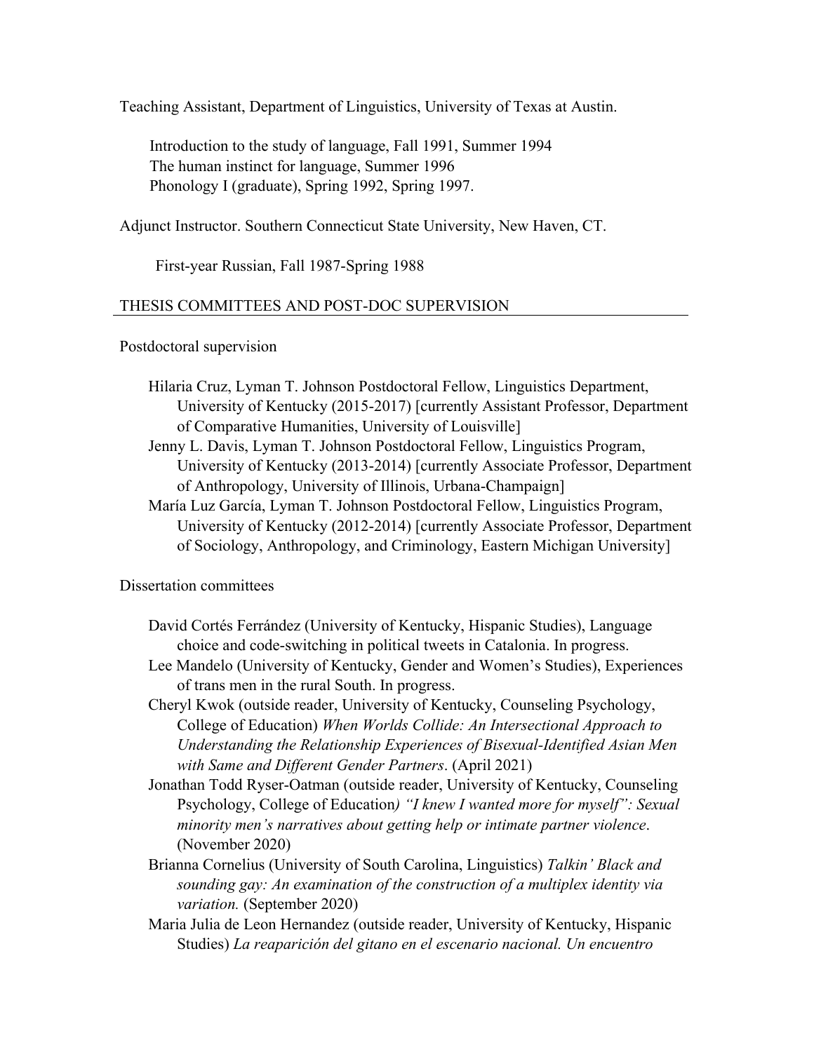Teaching Assistant, Department of Linguistics, University of Texas at Austin.

Introduction to the study of language, Fall 1991, Summer 1994
The human instinct for language, Summer 1996
Phonology I (graduate), Spring 1992, Spring 1997.

Adjunct Instructor. Southern Connecticut State University, New Haven, CT.

First-year Russian, Fall 1987-Spring 1988

## THESIS COMMITTEES AND POST-DOC SUPERVISION

Postdoctoral supervision

- Hilaria Cruz, Lyman T. Johnson Postdoctoral Fellow, Linguistics Department, University of Kentucky (2015-2017) [currently Assistant Professor, Department of Comparative Humanities, University of Louisville]
- Jenny L. Davis, Lyman T. Johnson Postdoctoral Fellow, Linguistics Program, University of Kentucky (2013-2014) [currently Associate Professor, Department of Anthropology, University of Illinois, Urbana-Champaign]
- María Luz García, Lyman T. Johnson Postdoctoral Fellow, Linguistics Program, University of Kentucky (2012-2014) [currently Associate Professor, Department of Sociology, Anthropology, and Criminology, Eastern Michigan University]

Dissertation committees

- David Cortés Ferrández (University of Kentucky, Hispanic Studies), Language choice and code-switching in political tweets in Catalonia. In progress.
- Lee Mandelo (University of Kentucky, Gender and Women's Studies), Experiences of trans men in the rural South. In progress.
- Cheryl Kwok (outside reader, University of Kentucky, Counseling Psychology, College of Education) *When Worlds Collide: An Intersectional Approach to Understanding the Relationship Experiences of Bisexual-Identified Asian Men with Same and Different Gender Partners*. (April 2021)
- Jonathan Todd Ryser-Oatman (outside reader, University of Kentucky, Counseling Psychology, College of Education*) "I knew I wanted more for myself": Sexual minority men's narratives about getting help or intimate partner violence*. (November 2020)
- Brianna Cornelius (University of South Carolina, Linguistics) *Talkin' Black and sounding gay: An examination of the construction of a multiplex identity via variation.* (September 2020)
- Maria Julia de Leon Hernandez (outside reader, University of Kentucky, Hispanic Studies) *La reaparición del gitano en el escenario nacional. Un encuentro*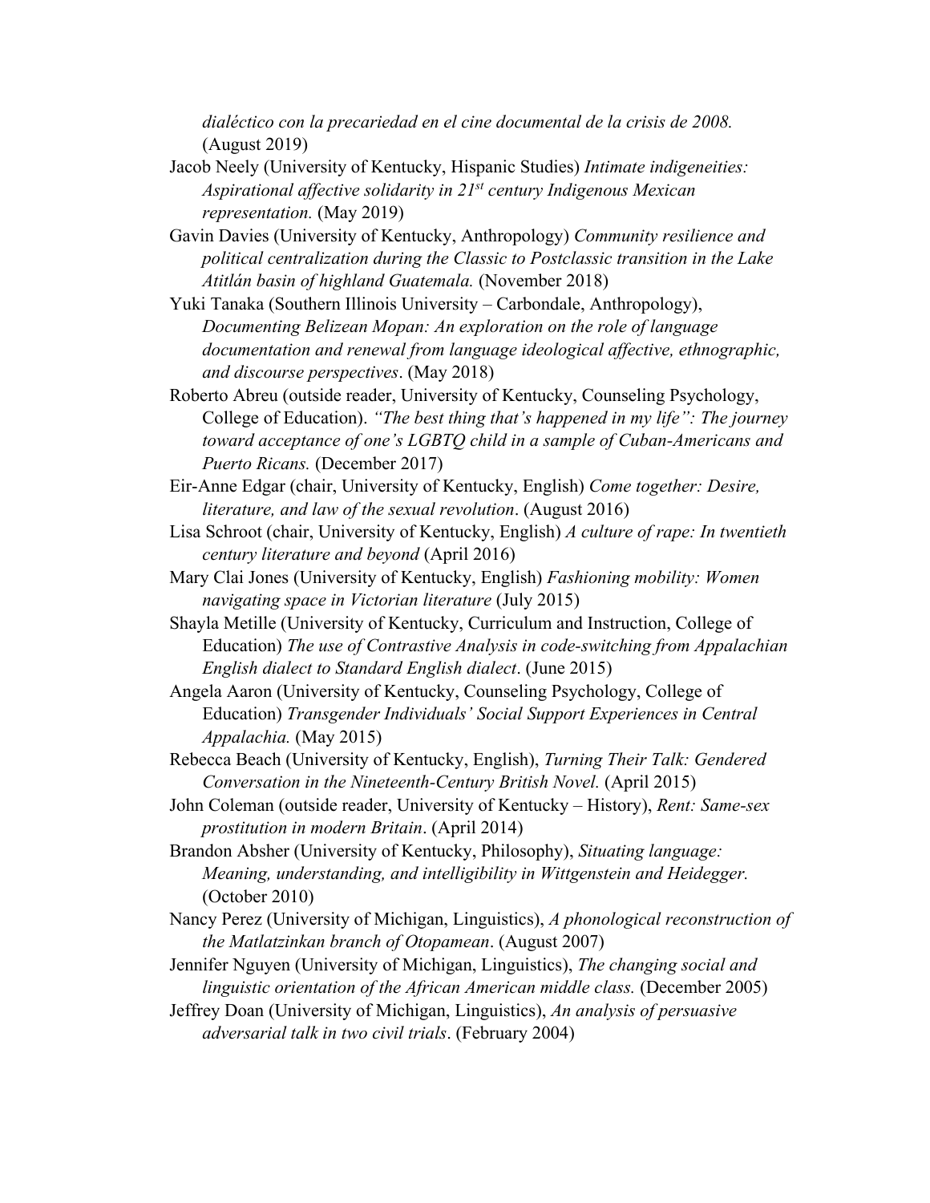*dialéctico con la precariedad en el cine documental de la crisis de 2008.* (August 2019)

Jacob Neely (University of Kentucky, Hispanic Studies) *Intimate indigeneities: Aspirational affective solidarity in 21st century Indigenous Mexican representation.* (May 2019)

Gavin Davies (University of Kentucky, Anthropology) *Community resilience and political centralization during the Classic to Postclassic transition in the Lake Atitlán basin of highland Guatemala.* (November 2018)

Yuki Tanaka (Southern Illinois University – Carbondale, Anthropology), *Documenting Belizean Mopan: An exploration on the role of language documentation and renewal from language ideological affective, ethnographic, and discourse perspectives*. (May 2018)

Roberto Abreu (outside reader, University of Kentucky, Counseling Psychology, College of Education). *"The best thing that's happened in my life": The journey toward acceptance of one's LGBTQ child in a sample of Cuban-Americans and Puerto Ricans.* (December 2017)

Eir-Anne Edgar (chair, University of Kentucky, English) *Come together: Desire, literature, and law of the sexual revolution*. (August 2016)

Lisa Schroot (chair, University of Kentucky, English) *A culture of rape: In twentieth century literature and beyond* (April 2016)

Mary Clai Jones (University of Kentucky, English) *Fashioning mobility: Women navigating space in Victorian literature* (July 2015)

Shayla Metille (University of Kentucky, Curriculum and Instruction, College of Education) *The use of Contrastive Analysis in code-switching from Appalachian English dialect to Standard English dialect*. (June 2015)

Angela Aaron (University of Kentucky, Counseling Psychology, College of Education) *Transgender Individuals' Social Support Experiences in Central Appalachia.* (May 2015)

Rebecca Beach (University of Kentucky, English), *Turning Their Talk: Gendered Conversation in the Nineteenth-Century British Novel.* (April 2015)

John Coleman (outside reader, University of Kentucky – History), *Rent: Same-sex prostitution in modern Britain*. (April 2014)

Brandon Absher (University of Kentucky, Philosophy), *Situating language: Meaning, understanding, and intelligibility in Wittgenstein and Heidegger.* (October 2010)

Nancy Perez (University of Michigan, Linguistics), *A phonological reconstruction of the Matlatzinkan branch of Otopamean*. (August 2007)

Jennifer Nguyen (University of Michigan, Linguistics), *The changing social and linguistic orientation of the African American middle class.* (December 2005)

Jeffrey Doan (University of Michigan, Linguistics), *An analysis of persuasive adversarial talk in two civil trials*. (February 2004)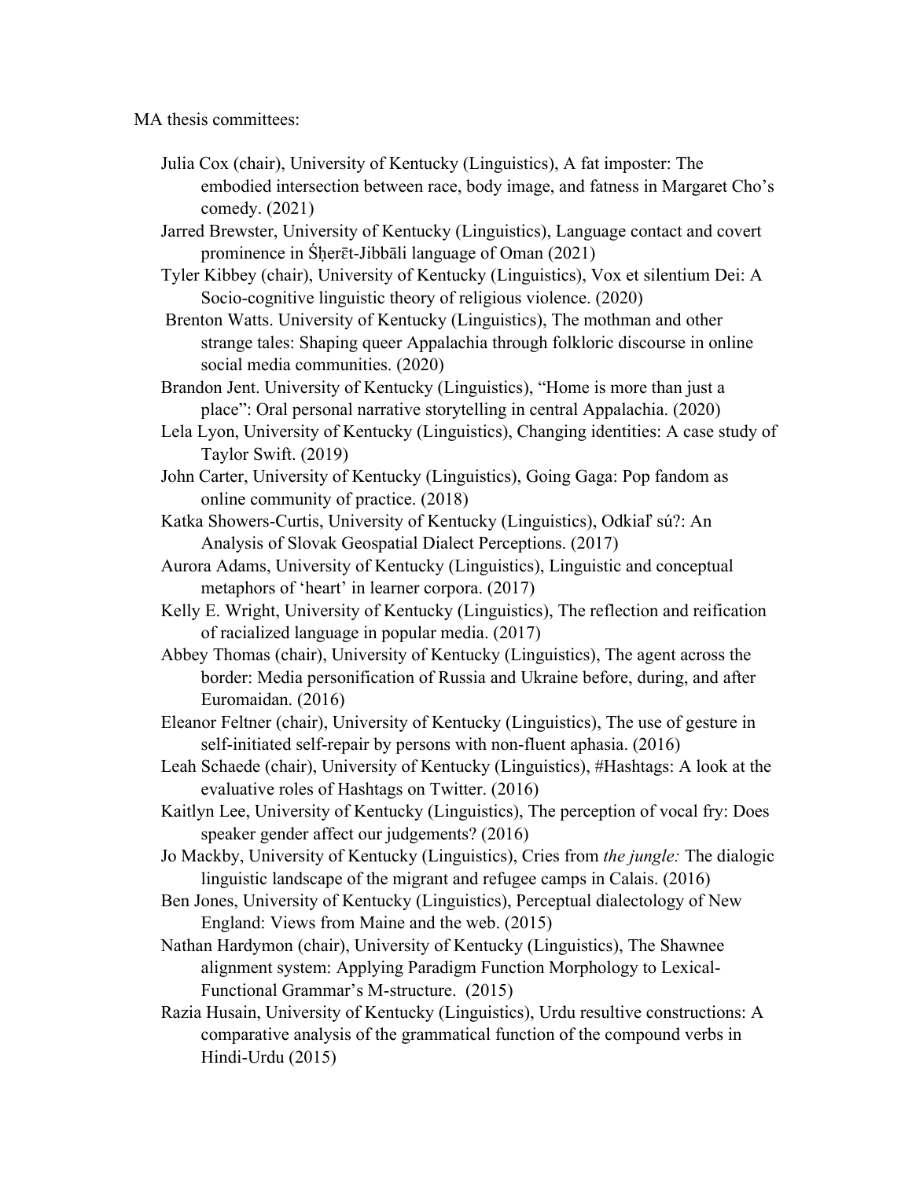MA thesis committees:

- Julia Cox (chair), University of Kentucky (Linguistics), A fat imposter: The embodied intersection between race, body image, and fatness in Margaret Cho's comedy. (2021)
- Jarred Brewster, University of Kentucky (Linguistics), Language contact and covert prominence in Śḥerēt-Jibbāli language of Oman (2021)
- Tyler Kibbey (chair), University of Kentucky (Linguistics), Vox et silentium Dei: A Socio-cognitive linguistic theory of religious violence. (2020)
- Brenton Watts. University of Kentucky (Linguistics), The mothman and other strange tales: Shaping queer Appalachia through folkloric discourse in online social media communities. (2020)
- Brandon Jent. University of Kentucky (Linguistics), "Home is more than just a place": Oral personal narrative storytelling in central Appalachia. (2020)
- Lela Lyon, University of Kentucky (Linguistics), Changing identities: A case study of Taylor Swift. (2019)
- John Carter, University of Kentucky (Linguistics), Going Gaga: Pop fandom as online community of practice. (2018)
- Katka Showers-Curtis, University of Kentucky (Linguistics), Odkiaľ sú?: An Analysis of Slovak Geospatial Dialect Perceptions. (2017)
- Aurora Adams, University of Kentucky (Linguistics), Linguistic and conceptual metaphors of 'heart' in learner corpora. (2017)
- Kelly E. Wright, University of Kentucky (Linguistics), The reflection and reification of racialized language in popular media. (2017)
- Abbey Thomas (chair), University of Kentucky (Linguistics), The agent across the border: Media personification of Russia and Ukraine before, during, and after Euromaidan. (2016)
- Eleanor Feltner (chair), University of Kentucky (Linguistics), The use of gesture in self-initiated self-repair by persons with non-fluent aphasia. (2016)
- Leah Schaede (chair), University of Kentucky (Linguistics), #Hashtags: A look at the evaluative roles of Hashtags on Twitter. (2016)
- Kaitlyn Lee, University of Kentucky (Linguistics), The perception of vocal fry: Does speaker gender affect our judgements? (2016)
- Jo Mackby, University of Kentucky (Linguistics), Cries from *the jungle:* The dialogic linguistic landscape of the migrant and refugee camps in Calais. (2016)
- Ben Jones, University of Kentucky (Linguistics), Perceptual dialectology of New England: Views from Maine and the web. (2015)
- Nathan Hardymon (chair), University of Kentucky (Linguistics), The Shawnee alignment system: Applying Paradigm Function Morphology to Lexical-Functional Grammar's M-structure. (2015)
- Razia Husain, University of Kentucky (Linguistics), Urdu resultive constructions: A comparative analysis of the grammatical function of the compound verbs in Hindi-Urdu (2015)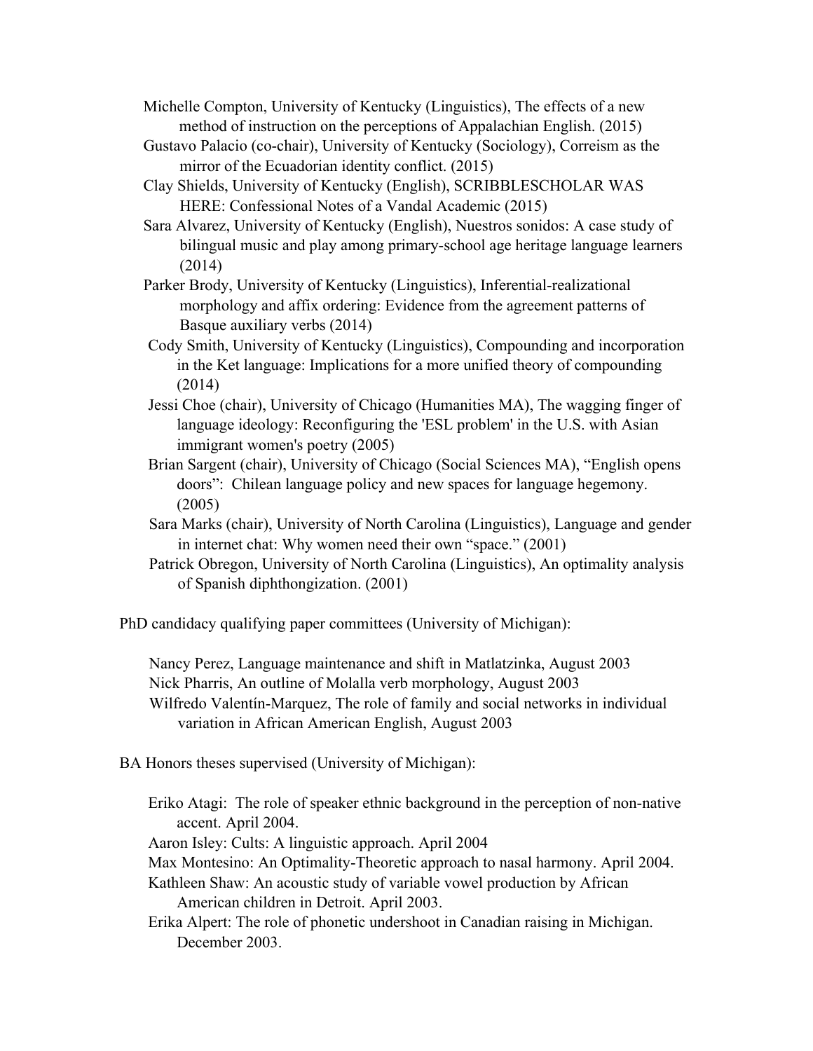Michelle Compton, University of Kentucky (Linguistics), The effects of a new method of instruction on the perceptions of Appalachian English. (2015)

Gustavo Palacio (co-chair), University of Kentucky (Sociology), Correism as the mirror of the Ecuadorian identity conflict. (2015)

Clay Shields, University of Kentucky (English), SCRIBBLESCHOLAR WAS HERE: Confessional Notes of a Vandal Academic (2015)

Sara Alvarez, University of Kentucky (English), Nuestros sonidos: A case study of bilingual music and play among primary-school age heritage language learners (2014)

Parker Brody, University of Kentucky (Linguistics), Inferential-realizational morphology and affix ordering: Evidence from the agreement patterns of Basque auxiliary verbs (2014)

Cody Smith, University of Kentucky (Linguistics), Compounding and incorporation in the Ket language: Implications for a more unified theory of compounding (2014)

Jessi Choe (chair), University of Chicago (Humanities MA), The wagging finger of language ideology: Reconfiguring the 'ESL problem' in the U.S. with Asian immigrant women's poetry (2005)

Brian Sargent (chair), University of Chicago (Social Sciences MA), “English opens doors”: Chilean language policy and new spaces for language hegemony. (2005)

Sara Marks (chair), University of North Carolina (Linguistics), Language and gender in internet chat: Why women need their own “space.” (2001)

Patrick Obregon, University of North Carolina (Linguistics), An optimality analysis of Spanish diphthongization. (2001)

PhD candidacy qualifying paper committees (University of Michigan):

Nancy Perez, Language maintenance and shift in Matlatzinka, August 2003

Nick Pharris, An outline of Molalla verb morphology, August 2003

Wilfredo Valentín-Marquez, The role of family and social networks in individual variation in African American English, August 2003

BA Honors theses supervised (University of Michigan):

Eriko Atagi: The role of speaker ethnic background in the perception of non-native accent. April 2004.

Aaron Isley: Cults: A linguistic approach. April 2004

Max Montesino: An Optimality-Theoretic approach to nasal harmony. April 2004.

Kathleen Shaw: An acoustic study of variable vowel production by African American children in Detroit. April 2003.

Erika Alpert: The role of phonetic undershoot in Canadian raising in Michigan. December 2003.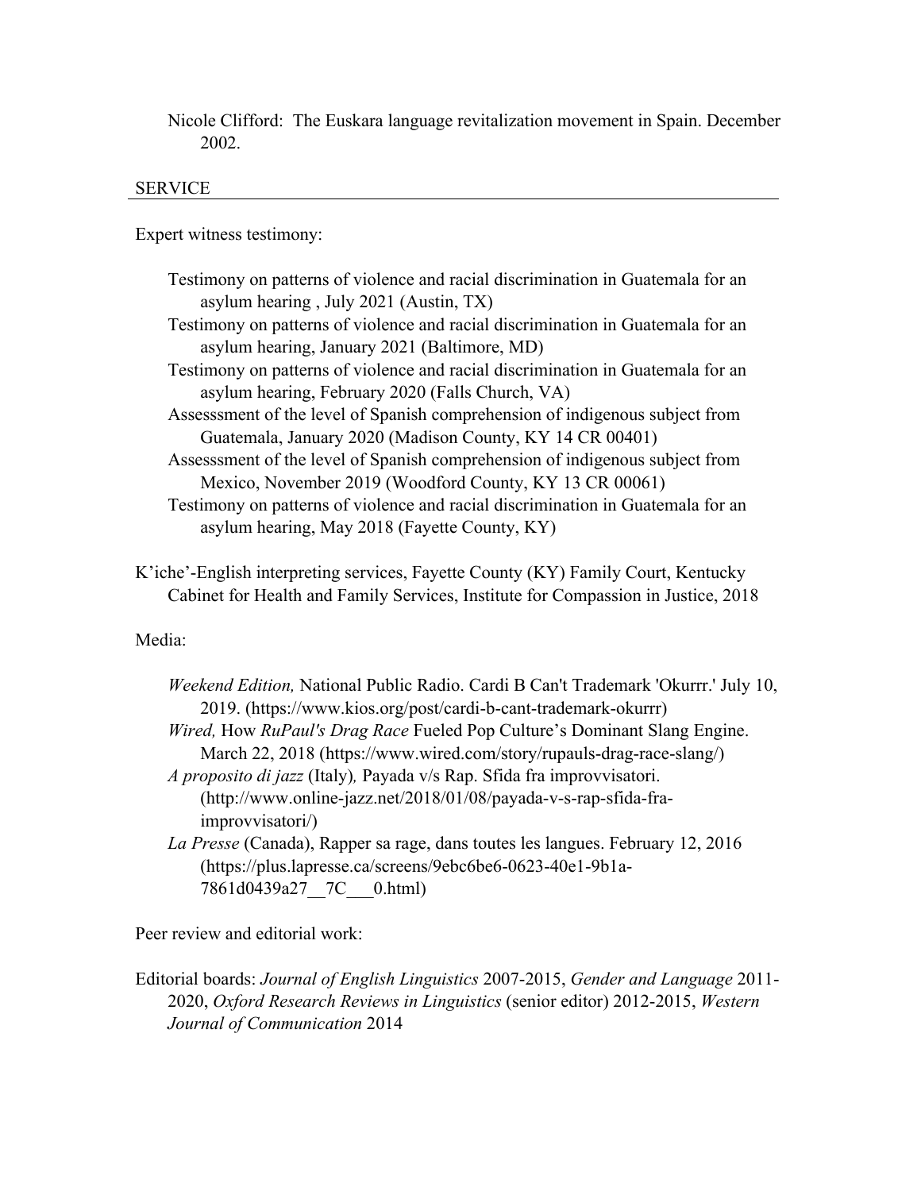Nicole Clifford: The Euskara language revitalization movement in Spain. December 2002.

## SERVICE

Expert witness testimony:

- Testimony on patterns of violence and racial discrimination in Guatemala for an asylum hearing , July 2021 (Austin, TX)
- Testimony on patterns of violence and racial discrimination in Guatemala for an asylum hearing, January 2021 (Baltimore, MD)
- Testimony on patterns of violence and racial discrimination in Guatemala for an asylum hearing, February 2020 (Falls Church, VA)
- Assesssment of the level of Spanish comprehension of indigenous subject from Guatemala, January 2020 (Madison County, KY 14 CR 00401)
- Assesssment of the level of Spanish comprehension of indigenous subject from Mexico, November 2019 (Woodford County, KY 13 CR 00061)
- Testimony on patterns of violence and racial discrimination in Guatemala for an asylum hearing, May 2018 (Fayette County, KY)

K'iche'-English interpreting services, Fayette County (KY) Family Court, Kentucky Cabinet for Health and Family Services, Institute for Compassion in Justice, 2018

Media:

- *Weekend Edition,* National Public Radio. Cardi B Can't Trademark 'Okurrr.' July 10, 2019. (https://www.kios.org/post/cardi-b-cant-trademark-okurrr)
- *Wired,* How *RuPaul's Drag Race* Fueled Pop Culture's Dominant Slang Engine. March 22, 2018 (https://www.wired.com/story/rupauls-drag-race-slang/)
- *A proposito di jazz* (Italy)*,* Payada v/s Rap. Sfida fra improvvisatori. (http://www.online-jazz.net/2018/01/08/payada-v-s-rap-sfida-fra-improvvisatori/)
- *La Presse* (Canada), Rapper sa rage, dans toutes les langues. February 12, 2016 (https://plus.lapresse.ca/screens/9ebc6be6-0623-40e1-9b1a-7861d0439a27__7C___0.html)

Peer review and editorial work:

Editorial boards: *Journal of English Linguistics* 2007-2015, *Gender and Language* 2011-2020, *Oxford Research Reviews in Linguistics* (senior editor) 2012-2015, *Western Journal of Communication* 2014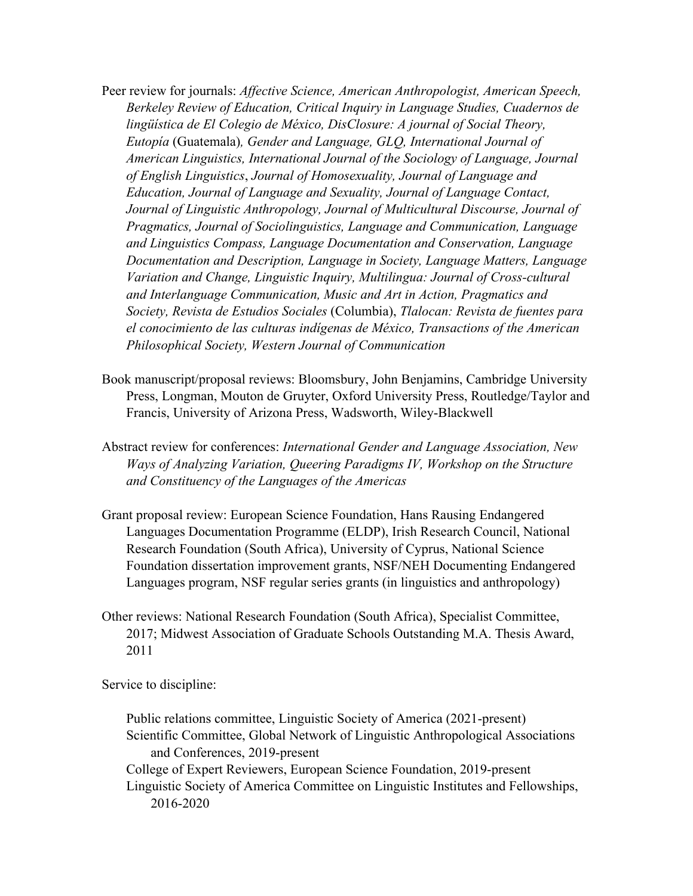Peer review for journals: *Affective Science, American Anthropologist, American Speech, Berkeley Review of Education, Critical Inquiry in Language Studies, Cuadernos de lingüística de El Colegio de México, DisClosure: A journal of Social Theory, Eutopía* (Guatemala)*, Gender and Language, GLQ, International Journal of American Linguistics, International Journal of the Sociology of Language, Journal of English Linguistics*, *Journal of Homosexuality, Journal of Language and Education, Journal of Language and Sexuality, Journal of Language Contact, Journal of Linguistic Anthropology, Journal of Multicultural Discourse, Journal of Pragmatics, Journal of Sociolinguistics, Language and Communication, Language and Linguistics Compass, Language Documentation and Conservation, Language Documentation and Description, Language in Society, Language Matters, Language Variation and Change, Linguistic Inquiry, Multilingua: Journal of Cross-cultural and Interlanguage Communication, Music and Art in Action, Pragmatics and Society, Revista de Estudios Sociales* (Columbia), *Tlalocan: Revista de fuentes para el conocimiento de las culturas indígenas de México, Transactions of the American Philosophical Society, Western Journal of Communication*

Book manuscript/proposal reviews: Bloomsbury, John Benjamins, Cambridge University Press, Longman, Mouton de Gruyter, Oxford University Press, Routledge/Taylor and Francis, University of Arizona Press, Wadsworth, Wiley-Blackwell

Abstract review for conferences: *International Gender and Language Association, New Ways of Analyzing Variation, Queering Paradigms IV, Workshop on the Structure and Constituency of the Languages of the Americas*

Grant proposal review: European Science Foundation, Hans Rausing Endangered Languages Documentation Programme (ELDP), Irish Research Council, National Research Foundation (South Africa), University of Cyprus, National Science Foundation dissertation improvement grants, NSF/NEH Documenting Endangered Languages program, NSF regular series grants (in linguistics and anthropology)

Other reviews: National Research Foundation (South Africa), Specialist Committee, 2017; Midwest Association of Graduate Schools Outstanding M.A. Thesis Award, 2011

Service to discipline:

Public relations committee, Linguistic Society of America (2021-present)
Scientific Committee, Global Network of Linguistic Anthropological Associations and Conferences, 2019-present
College of Expert Reviewers, European Science Foundation, 2019-present
Linguistic Society of America Committee on Linguistic Institutes and Fellowships, 2016-2020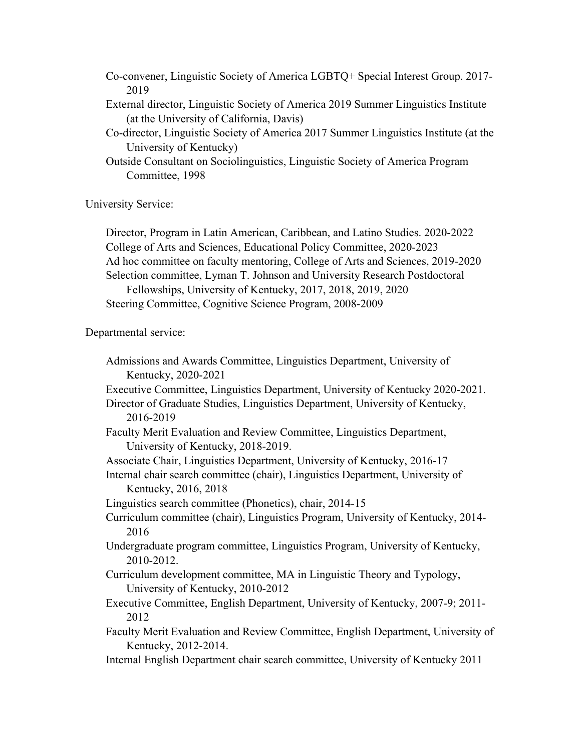Co-convener, Linguistic Society of America LGBTQ+ Special Interest Group. 2017-2019

External director, Linguistic Society of America 2019 Summer Linguistics Institute (at the University of California, Davis)

Co-director, Linguistic Society of America 2017 Summer Linguistics Institute (at the University of Kentucky)

Outside Consultant on Sociolinguistics, Linguistic Society of America Program Committee, 1998

University Service:

Director, Program in Latin American, Caribbean, and Latino Studies. 2020-2022

College of Arts and Sciences, Educational Policy Committee, 2020-2023

Ad hoc committee on faculty mentoring, College of Arts and Sciences, 2019-2020

Selection committee, Lyman T. Johnson and University Research Postdoctoral Fellowships, University of Kentucky, 2017, 2018, 2019, 2020

Steering Committee, Cognitive Science Program, 2008-2009

Departmental service:

Admissions and Awards Committee, Linguistics Department, University of Kentucky, 2020-2021

Executive Committee, Linguistics Department, University of Kentucky 2020-2021.

Director of Graduate Studies, Linguistics Department, University of Kentucky, 2016-2019

Faculty Merit Evaluation and Review Committee, Linguistics Department, University of Kentucky, 2018-2019.

Associate Chair, Linguistics Department, University of Kentucky, 2016-17

Internal chair search committee (chair), Linguistics Department, University of Kentucky, 2016, 2018

Linguistics search committee (Phonetics), chair, 2014-15

Curriculum committee (chair), Linguistics Program, University of Kentucky, 2014-2016

Undergraduate program committee, Linguistics Program, University of Kentucky, 2010-2012.

Curriculum development committee, MA in Linguistic Theory and Typology, University of Kentucky, 2010-2012

Executive Committee, English Department, University of Kentucky, 2007-9; 2011-2012

Faculty Merit Evaluation and Review Committee, English Department, University of Kentucky, 2012-2014.

Internal English Department chair search committee, University of Kentucky 2011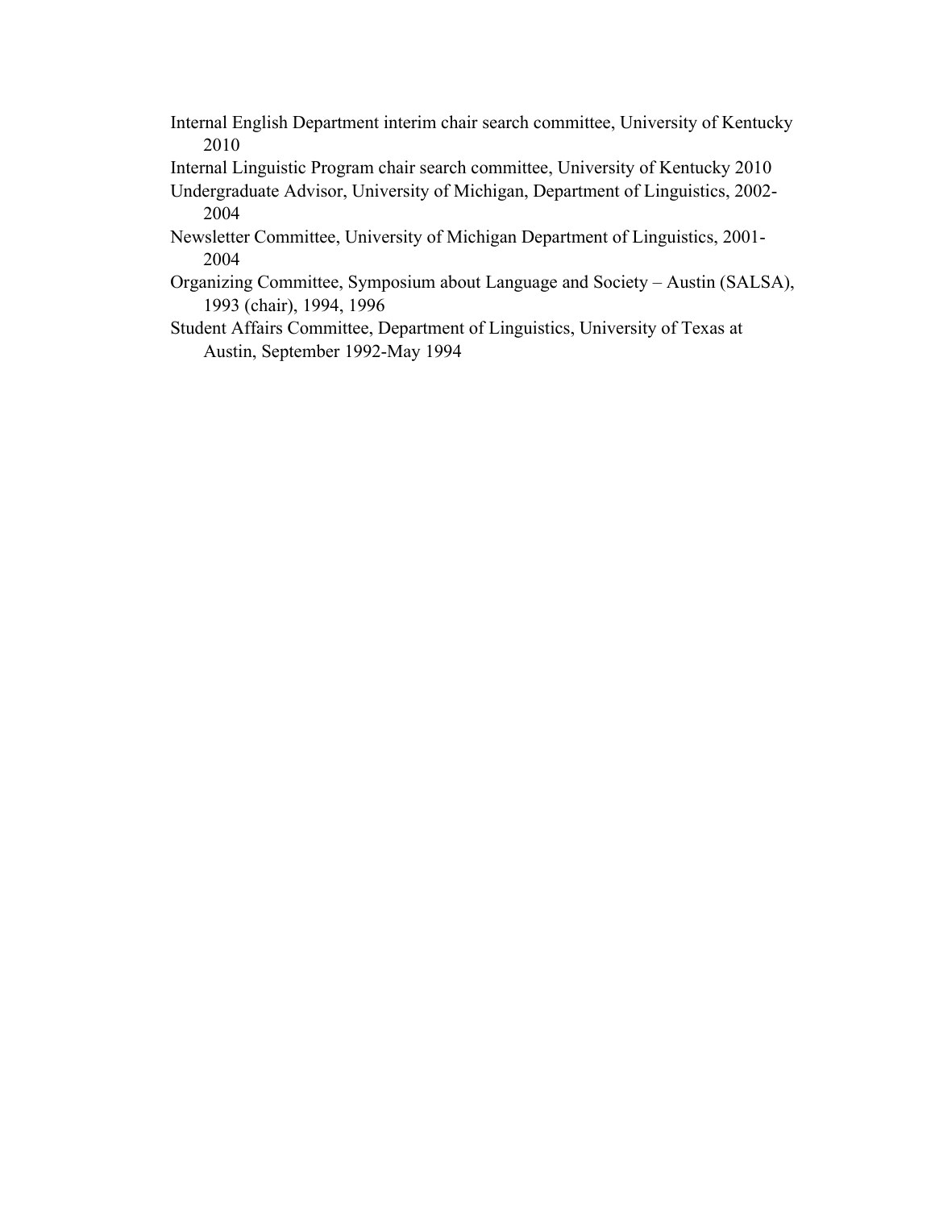Internal English Department interim chair search committee, University of Kentucky 2010

Internal Linguistic Program chair search committee, University of Kentucky 2010

Undergraduate Advisor, University of Michigan, Department of Linguistics, 2002-2004

Newsletter Committee, University of Michigan Department of Linguistics, 2001-2004

Organizing Committee, Symposium about Language and Society – Austin (SALSA), 1993 (chair), 1994, 1996

Student Affairs Committee, Department of Linguistics, University of Texas at Austin, September 1992-May 1994